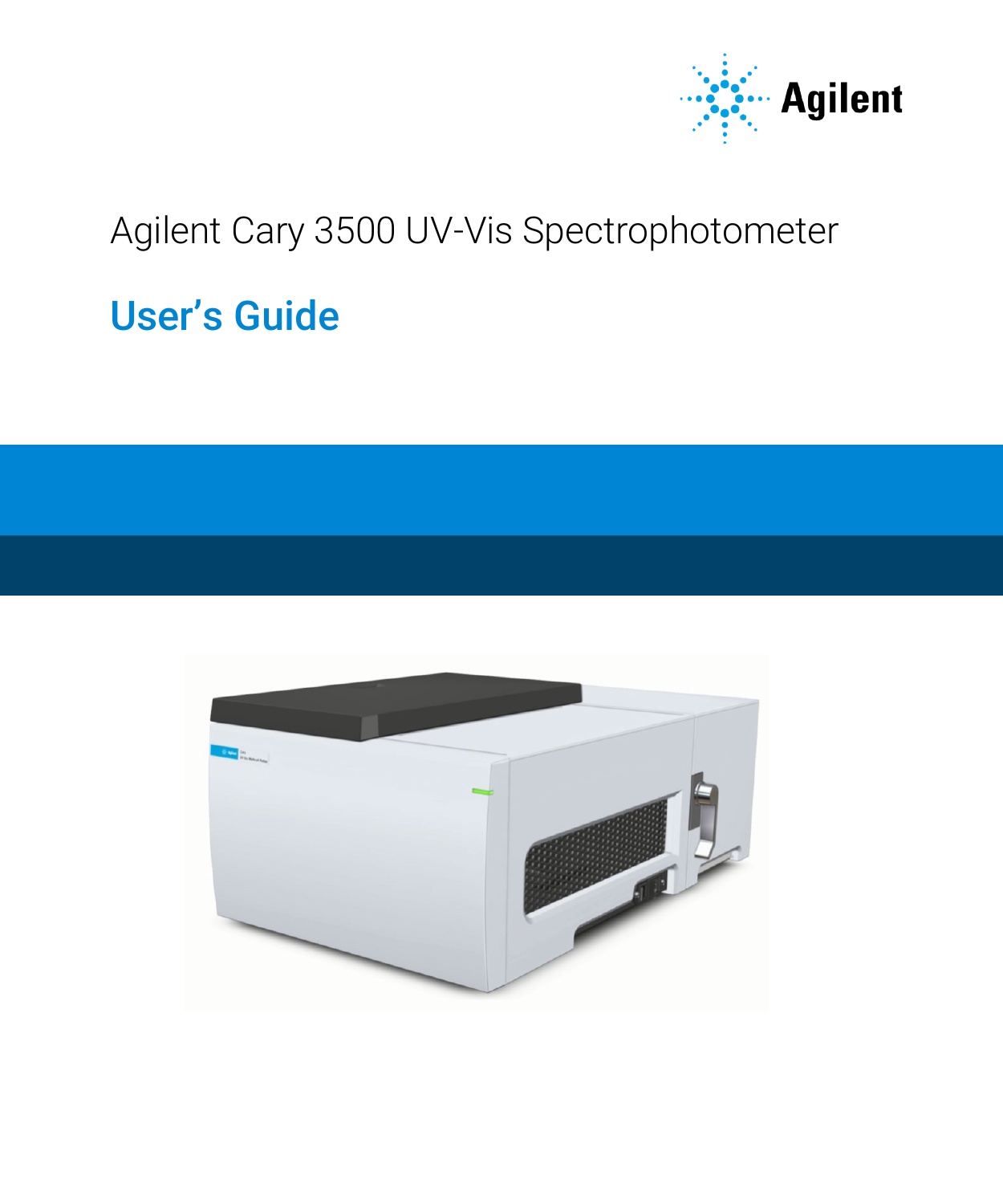Agilent

# Agilent Cary 3500 UV-Vis Spectrophotometer

## User's Guide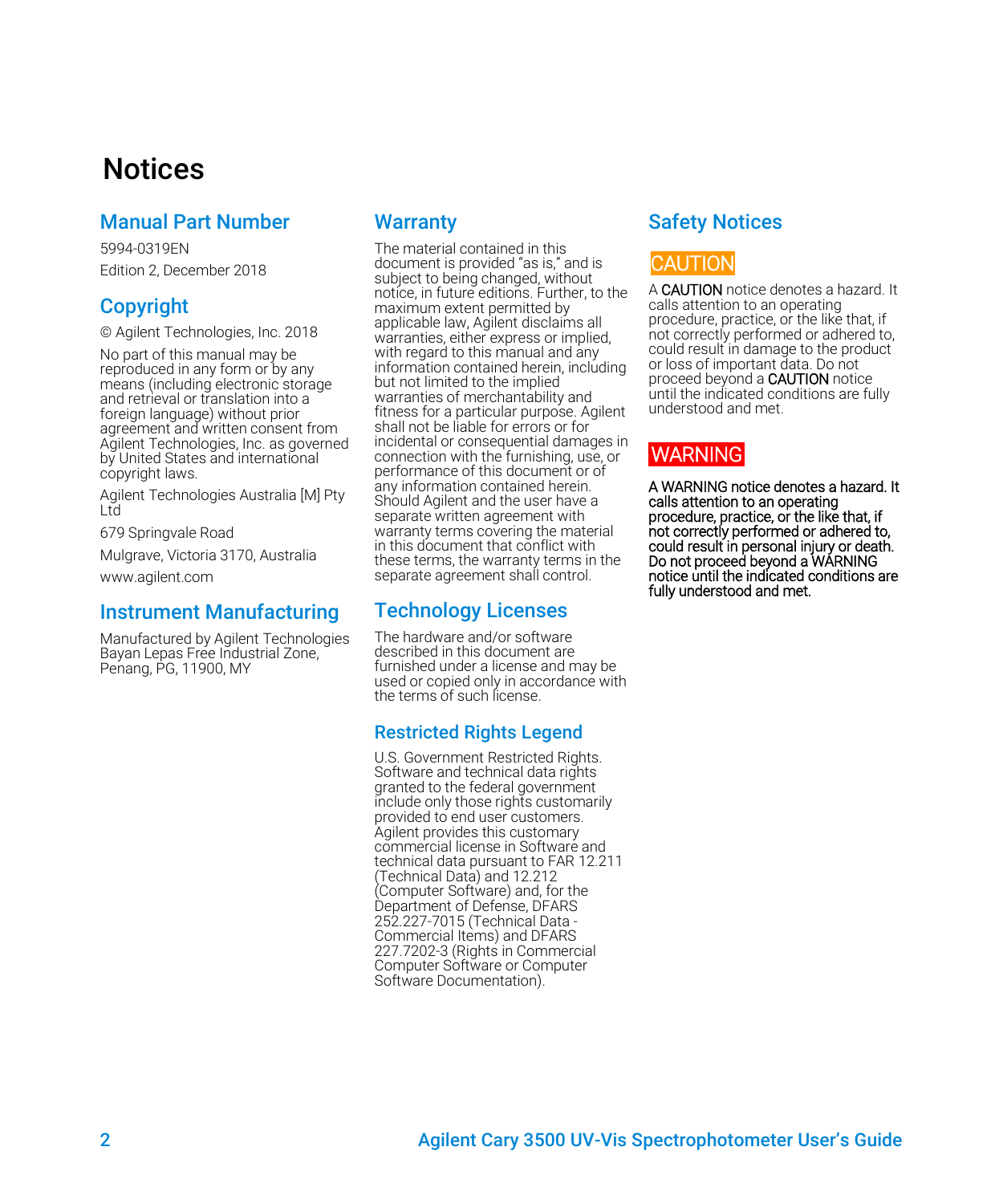# Notices

## Manual Part Number

5994-0319EN

Edition 2, December 2018

## Copyright

© Agilent Technologies, Inc. 2018

No part of this manual may be reproduced in any form or by any means (including electronic storage and retrieval or translation into a foreign language) without prior agreement and written consent from Agilent Technologies, Inc. as governed by United States and international copyright laws.

Agilent Technologies Australia [M] Pty Ltd

679 Springvale Road

Mulgrave, Victoria 3170, Australia

www.agilent.com

## Instrument Manufacturing

Manufactured by Agilent Technologies Bayan Lepas Free Industrial Zone, Penang, PG, 11900, MY

## Warranty

The material contained in this document is provided "as is," and is subject to being changed, without notice, in future editions. Further, to the maximum extent permitted by applicable law, Agilent disclaims all warranties, either express or implied, with regard to this manual and any information contained herein, including but not limited to the implied warranties of merchantability and fitness for a particular purpose. Agilent shall not be liable for errors or for incidental or consequential damages in connection with the furnishing, use, or performance of this document or of any information contained herein. Should Agilent and the user have a separate written agreement with warranty terms covering the material in this document that conflict with these terms, the warranty terms in the separate agreement shall control.

## Technology Licenses

The hardware and/or software described in this document are furnished under a license and may be used or copied only in accordance with the terms of such license.

### Restricted Rights Legend

U.S. Government Restricted Rights. Software and technical data rights granted to the federal government include only those rights customarily provided to end user customers. Agilent provides this customary commercial license in Software and technical data pursuant to FAR 12.211 (Technical Data) and 12.212 (Computer Software) and, for the Department of Defense, DFARS 252.227-7015 (Technical Data - Commercial Items) and DFARS 227.7202-3 (Rights in Commercial Computer Software or Computer Software Documentation).

## Safety Notices

CAUTION

A **CAUTION** notice denotes a hazard. It calls attention to an operating procedure, practice, or the like that, if not correctly performed or adhered to, could result in damage to the product or loss of important data. Do not proceed beyond a **CAUTION** notice until the indicated conditions are fully understood and met.

WARNING

**A WARNING notice denotes a hazard. It calls attention to an operating procedure, practice, or the like that, if not correctly performed or adhered to, could result in personal injury or death. Do not proceed beyond a WARNING notice until the indicated conditions are fully understood and met.**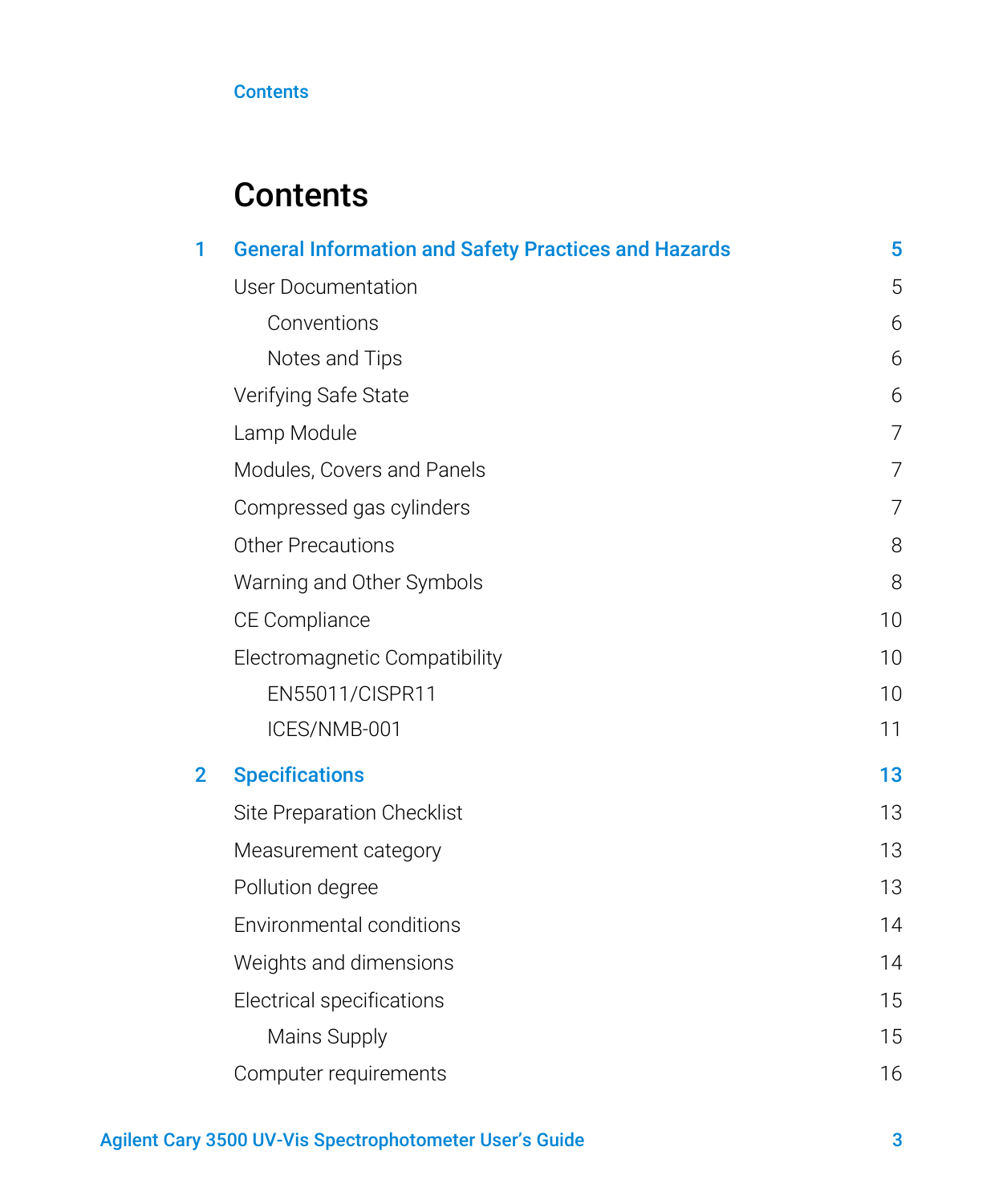# Contents

| | | |
|---|---|---|
| **1** | **General Information and Safety Practices and Hazards** | **5** |
| | User Documentation | 5 |
| | Conventions | 6 |
| | Notes and Tips | 6 |
| | Verifying Safe State | 6 |
| | Lamp Module | 7 |
| | Modules, Covers and Panels | 7 |
| | Compressed gas cylinders | 7 |
| | Other Precautions | 8 |
| | Warning and Other Symbols | 8 |
| | CE Compliance | 10 |
| | Electromagnetic Compatibility | 10 |
| | EN55011/CISPR11 | 10 |
| | ICES/NMB-001 | 11 |
| **2** | **Specifications** | **13** |
| | Site Preparation Checklist | 13 |
| | Measurement category | 13 |
| | Pollution degree | 13 |
| | Environmental conditions | 14 |
| | Weights and dimensions | 14 |
| | Electrical specifications | 15 |
| | Mains Supply | 15 |
| | Computer requirements | 16 |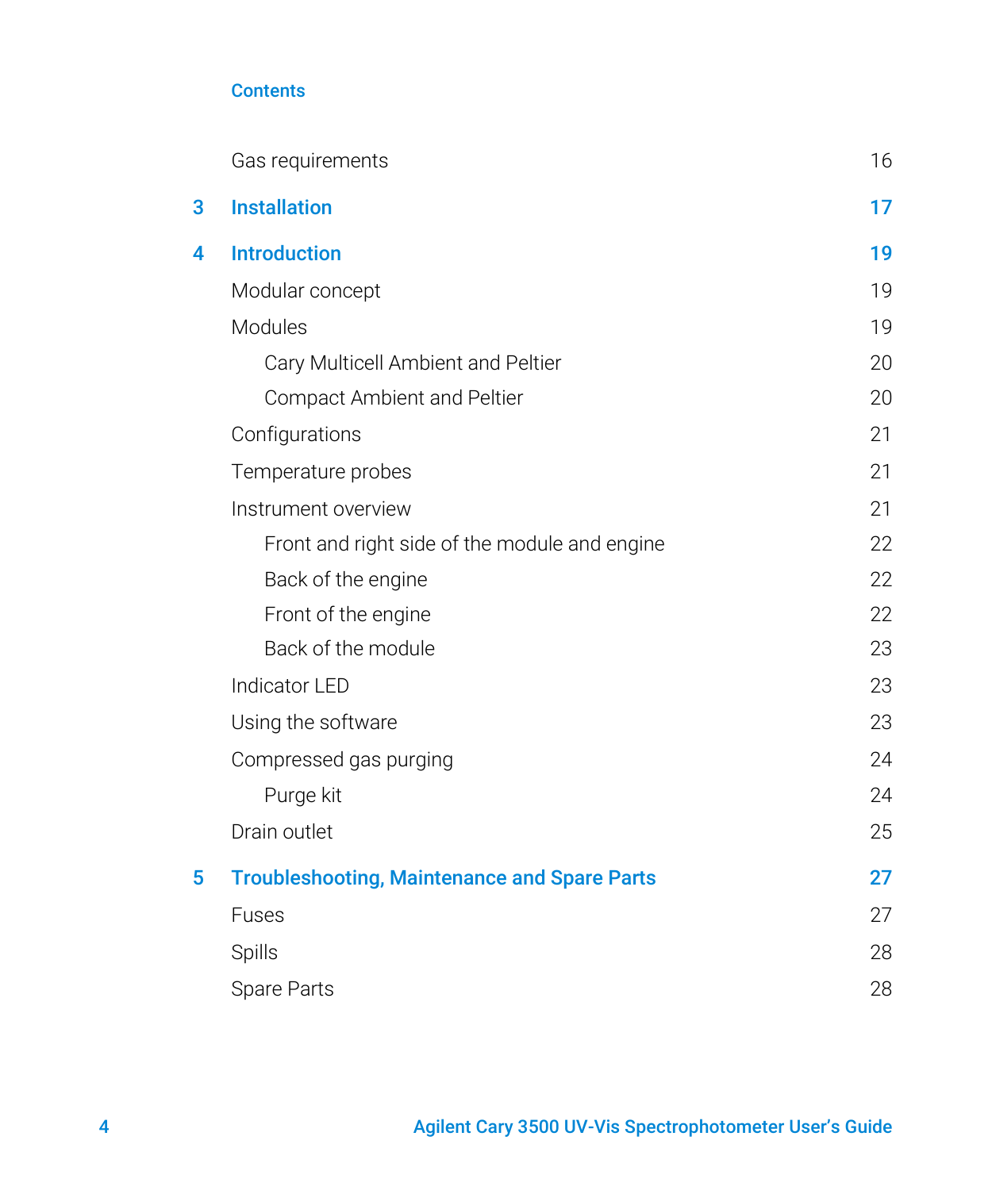Contents

| | | |
|---|---|---|
| | Gas requirements | 16 |
| **3** | **Installation** | **17** |
| **4** | **Introduction** | **19** |
| | Modular concept | 19 |
| | Modules | 19 |
| | Cary Multicell Ambient and Peltier | 20 |
| | Compact Ambient and Peltier | 20 |
| | Configurations | 21 |
| | Temperature probes | 21 |
| | Instrument overview | 21 |
| | Front and right side of the module and engine | 22 |
| | Back of the engine | 22 |
| | Front of the engine | 22 |
| | Back of the module | 23 |
| | Indicator LED | 23 |
| | Using the software | 23 |
| | Compressed gas purging | 24 |
| | Purge kit | 24 |
| | Drain outlet | 25 |
| **5** | **Troubleshooting, Maintenance and Spare Parts** | **27** |
| | Fuses | 27 |
| | Spills | 28 |
| | Spare Parts | 28 |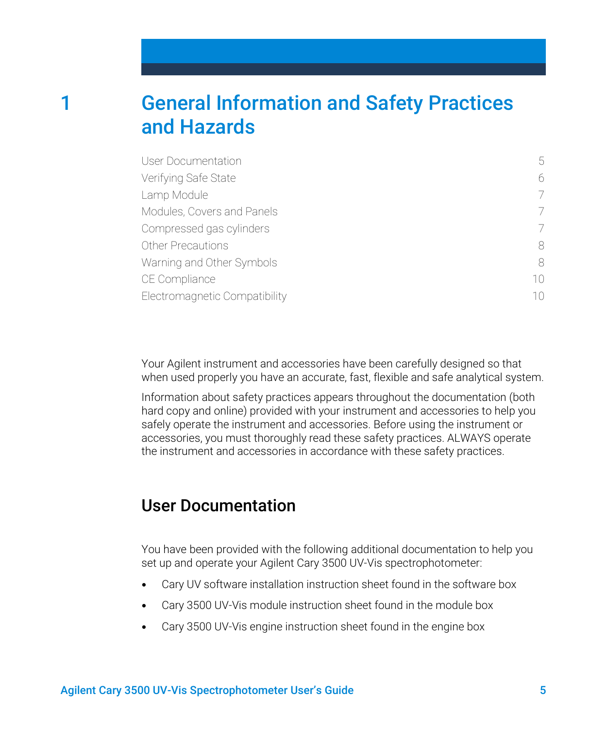# 1 General Information and Safety Practices and Hazards

| | |
|---|---|
| User Documentation | 5 |
| Verifying Safe State | 6 |
| Lamp Module | 7 |
| Modules, Covers and Panels | 7 |
| Compressed gas cylinders | 7 |
| Other Precautions | 8 |
| Warning and Other Symbols | 8 |
| CE Compliance | 10 |
| Electromagnetic Compatibility | 10 |

Your Agilent instrument and accessories have been carefully designed so that when used properly you have an accurate, fast, flexible and safe analytical system.

Information about safety practices appears throughout the documentation (both hard copy and online) provided with your instrument and accessories to help you safely operate the instrument and accessories. Before using the instrument or accessories, you must thoroughly read these safety practices. ALWAYS operate the instrument and accessories in accordance with these safety practices.

## User Documentation

You have been provided with the following additional documentation to help you set up and operate your Agilent Cary 3500 UV-Vis spectrophotometer:

- Cary UV software installation instruction sheet found in the software box
- Cary 3500 UV-Vis module instruction sheet found in the module box
- Cary 3500 UV-Vis engine instruction sheet found in the engine box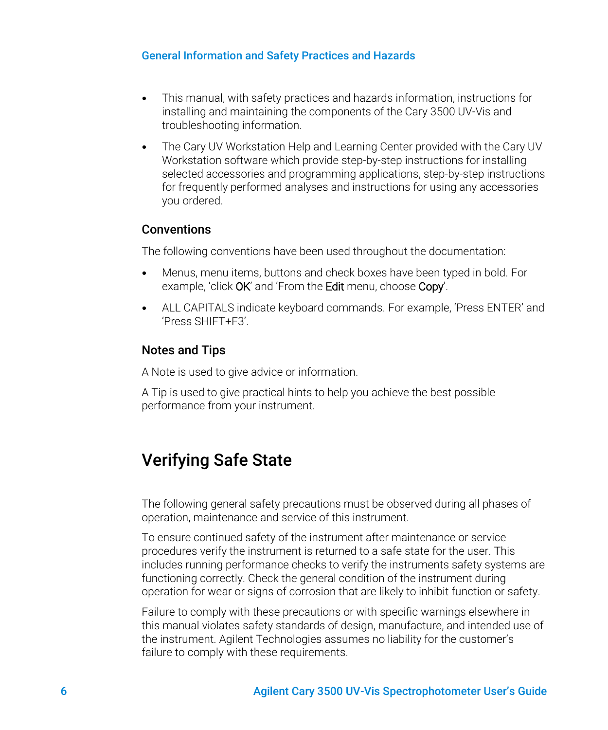- This manual, with safety practices and hazards information, instructions for installing and maintaining the components of the Cary 3500 UV-Vis and troubleshooting information.
- The Cary UV Workstation Help and Learning Center provided with the Cary UV Workstation software which provide step-by-step instructions for installing selected accessories and programming applications, step-by-step instructions for frequently performed analyses and instructions for using any accessories you ordered.

### Conventions

The following conventions have been used throughout the documentation:

- Menus, menu items, buttons and check boxes have been typed in bold. For example, 'click **OK**' and 'From the **Edit** menu, choose **Copy**'.
- ALL CAPITALS indicate keyboard commands. For example, 'Press ENTER' and 'Press SHIFT+F3'.

### Notes and Tips

A Note is used to give advice or information.

A Tip is used to give practical hints to help you achieve the best possible performance from your instrument.

## Verifying Safe State

The following general safety precautions must be observed during all phases of operation, maintenance and service of this instrument.

To ensure continued safety of the instrument after maintenance or service procedures verify the instrument is returned to a safe state for the user. This includes running performance checks to verify the instruments safety systems are functioning correctly. Check the general condition of the instrument during operation for wear or signs of corrosion that are likely to inhibit function or safety.

Failure to comply with these precautions or with specific warnings elsewhere in this manual violates safety standards of design, manufacture, and intended use of the instrument. Agilent Technologies assumes no liability for the customer's failure to comply with these requirements.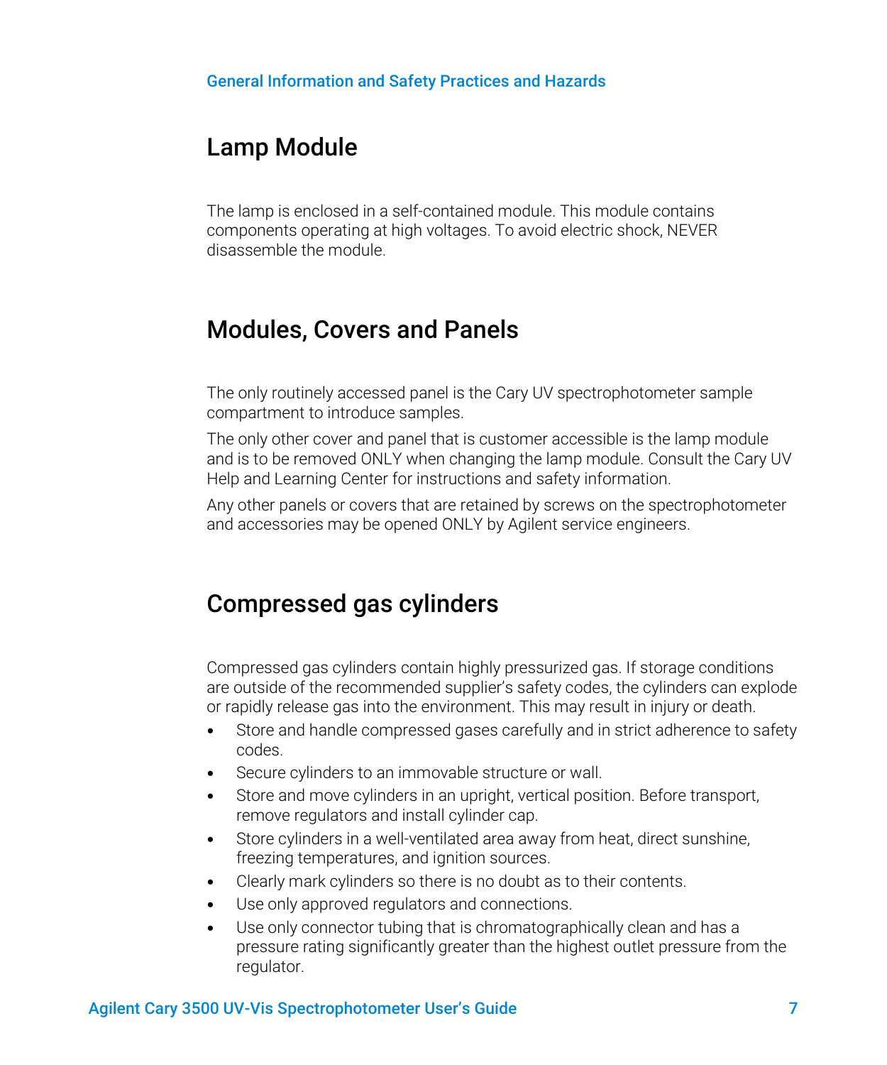## Lamp Module

The lamp is enclosed in a self-contained module. This module contains components operating at high voltages. To avoid electric shock, NEVER disassemble the module.

## Modules, Covers and Panels

The only routinely accessed panel is the Cary UV spectrophotometer sample compartment to introduce samples.

The only other cover and panel that is customer accessible is the lamp module and is to be removed ONLY when changing the lamp module. Consult the Cary UV Help and Learning Center for instructions and safety information.

Any other panels or covers that are retained by screws on the spectrophotometer and accessories may be opened ONLY by Agilent service engineers.

## Compressed gas cylinders

Compressed gas cylinders contain highly pressurized gas. If storage conditions are outside of the recommended supplier's safety codes, the cylinders can explode or rapidly release gas into the environment. This may result in injury or death.

- Store and handle compressed gases carefully and in strict adherence to safety codes.
- Secure cylinders to an immovable structure or wall.
- Store and move cylinders in an upright, vertical position. Before transport, remove regulators and install cylinder cap.
- Store cylinders in a well-ventilated area away from heat, direct sunshine, freezing temperatures, and ignition sources.
- Clearly mark cylinders so there is no doubt as to their contents.
- Use only approved regulators and connections.
- Use only connector tubing that is chromatographically clean and has a pressure rating significantly greater than the highest outlet pressure from the regulator.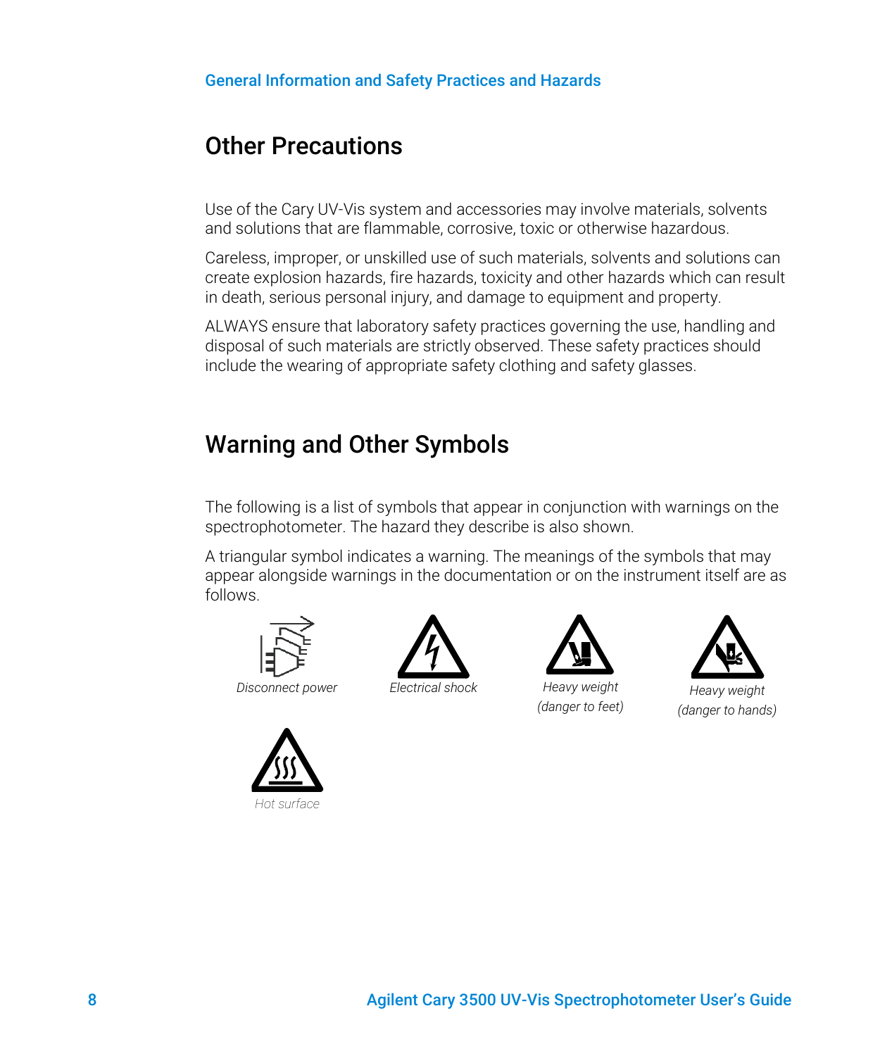## Other Precautions

Use of the Cary UV-Vis system and accessories may involve materials, solvents and solutions that are flammable, corrosive, toxic or otherwise hazardous.

Careless, improper, or unskilled use of such materials, solvents and solutions can create explosion hazards, fire hazards, toxicity and other hazards which can result in death, serious personal injury, and damage to equipment and property.

ALWAYS ensure that laboratory safety practices governing the use, handling and disposal of such materials are strictly observed. These safety practices should include the wearing of appropriate safety clothing and safety glasses.

## Warning and Other Symbols

The following is a list of symbols that appear in conjunction with warnings on the spectrophotometer. The hazard they describe is also shown.

A triangular symbol indicates a warning. The meanings of the symbols that may appear alongside warnings in the documentation or on the instrument itself are as follows.

*Disconnect power*

*Electrical shock*

*Heavy weight (danger to feet)*

*Heavy weight (danger to hands)*

*Hot surface*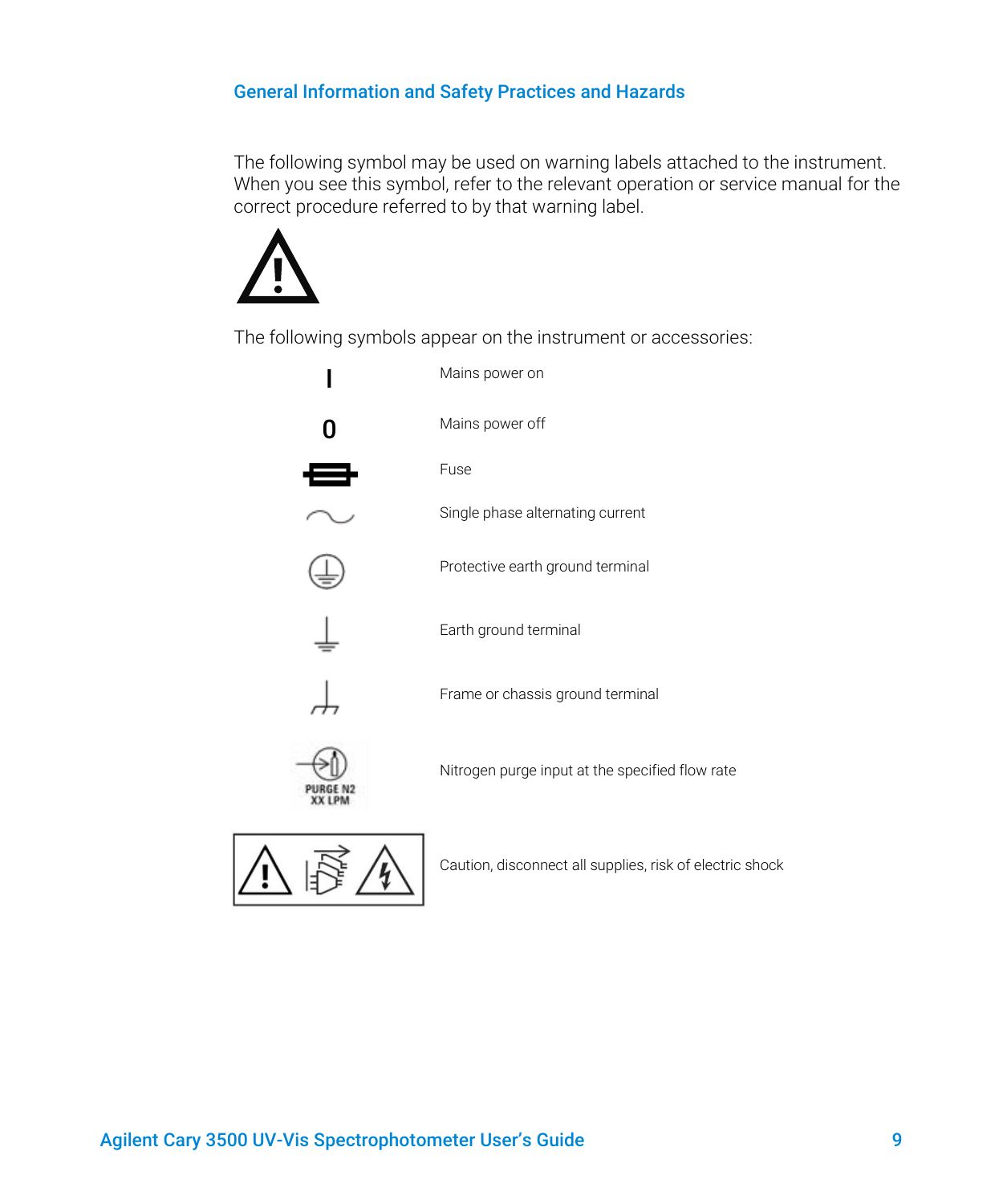## General Information and Safety Practices and Hazards

The following symbol may be used on warning labels attached to the instrument. When you see this symbol, refer to the relevant operation or service manual for the correct procedure referred to by that warning label.

The following symbols appear on the instrument or accessories:

| Symbol | Description |
| --- | --- |
| I | Mains power on |
| 0 | Mains power off |
| | Fuse |
| ~ | Single phase alternating current |
| | Protective earth ground terminal |
| | Earth ground terminal |
| | Frame or chassis ground terminal |
| PURGE N2 XX LPM | Nitrogen purge input at the specified flow rate |
| | Caution, disconnect all supplies, risk of electric shock |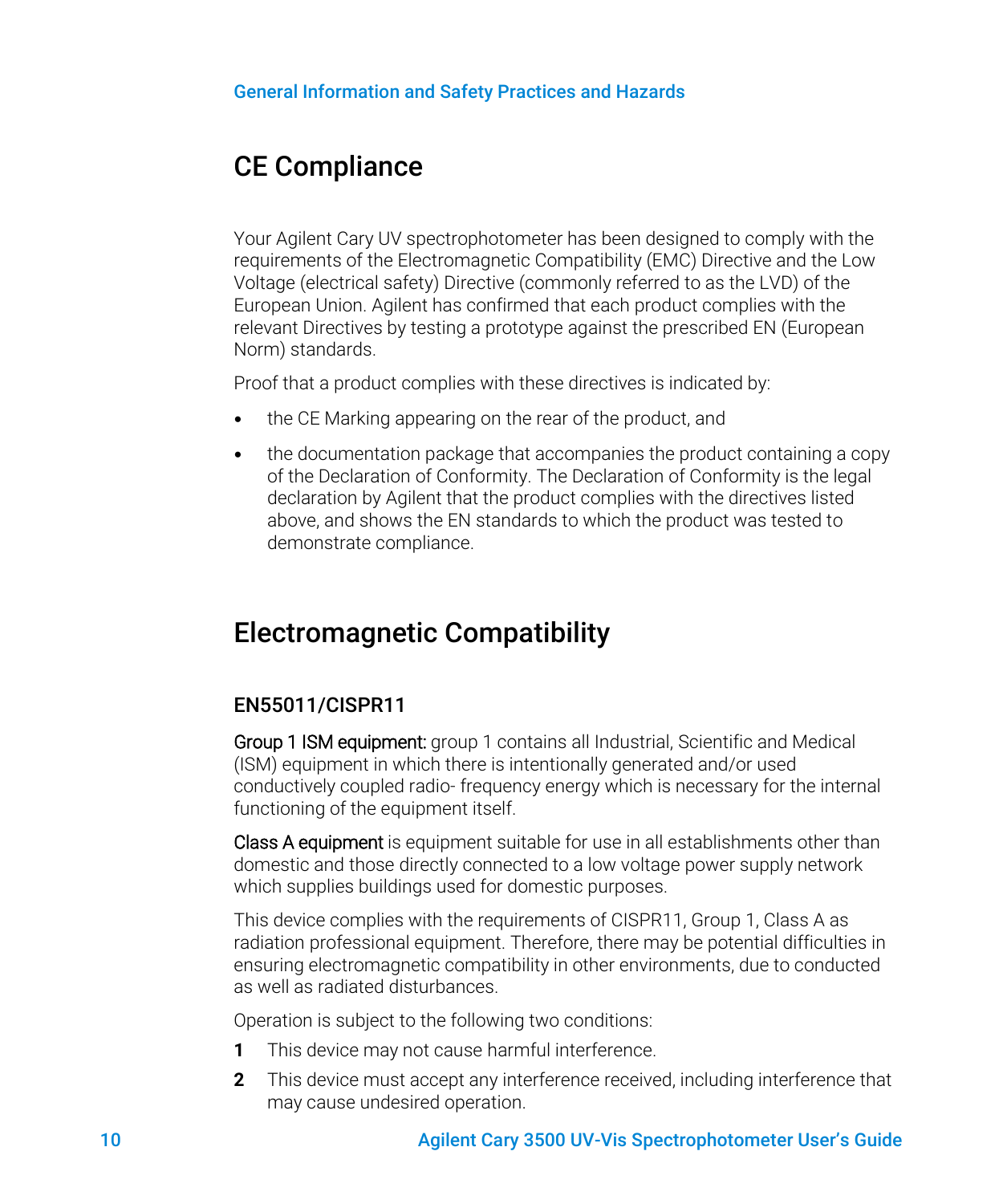# CE Compliance

Your Agilent Cary UV spectrophotometer has been designed to comply with the requirements of the Electromagnetic Compatibility (EMC) Directive and the Low Voltage (electrical safety) Directive (commonly referred to as the LVD) of the European Union. Agilent has confirmed that each product complies with the relevant Directives by testing a prototype against the prescribed EN (European Norm) standards.

Proof that a product complies with these directives is indicated by:

- the CE Marking appearing on the rear of the product, and
- the documentation package that accompanies the product containing a copy of the Declaration of Conformity. The Declaration of Conformity is the legal declaration by Agilent that the product complies with the directives listed above, and shows the EN standards to which the product was tested to demonstrate compliance.

# Electromagnetic Compatibility

## EN55011/CISPR11

Group 1 ISM equipment: group 1 contains all Industrial, Scientific and Medical (ISM) equipment in which there is intentionally generated and/or used conductively coupled radio- frequency energy which is necessary for the internal functioning of the equipment itself.

Class A equipment is equipment suitable for use in all establishments other than domestic and those directly connected to a low voltage power supply network which supplies buildings used for domestic purposes.

This device complies with the requirements of CISPR11, Group 1, Class A as radiation professional equipment. Therefore, there may be potential difficulties in ensuring electromagnetic compatibility in other environments, due to conducted as well as radiated disturbances.

Operation is subject to the following two conditions:

1. This device may not cause harmful interference.
2. This device must accept any interference received, including interference that may cause undesired operation.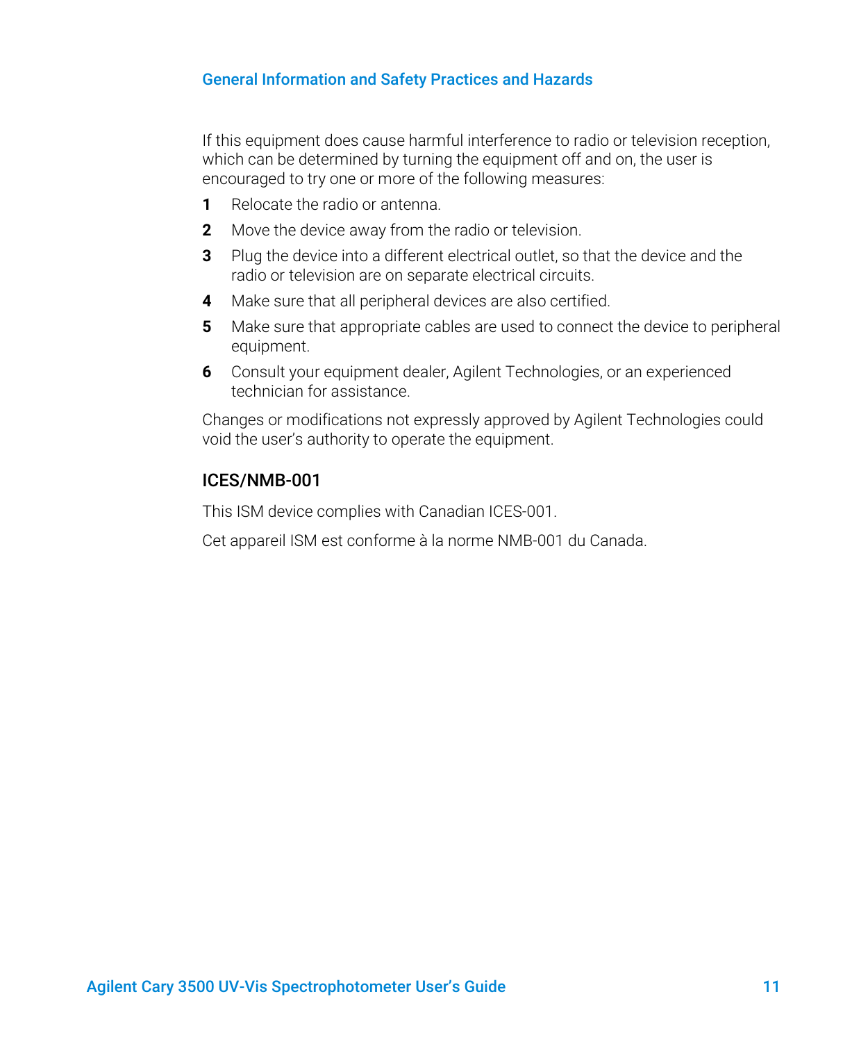If this equipment does cause harmful interference to radio or television reception, which can be determined by turning the equipment off and on, the user is encouraged to try one or more of the following measures:

1. Relocate the radio or antenna.
2. Move the device away from the radio or television.
3. Plug the device into a different electrical outlet, so that the device and the radio or television are on separate electrical circuits.
4. Make sure that all peripheral devices are also certified.
5. Make sure that appropriate cables are used to connect the device to peripheral equipment.
6. Consult your equipment dealer, Agilent Technologies, or an experienced technician for assistance.

Changes or modifications not expressly approved by Agilent Technologies could void the user's authority to operate the equipment.

## ICES/NMB-001

This ISM device complies with Canadian ICES-001.

Cet appareil ISM est conforme à la norme NMB-001 du Canada.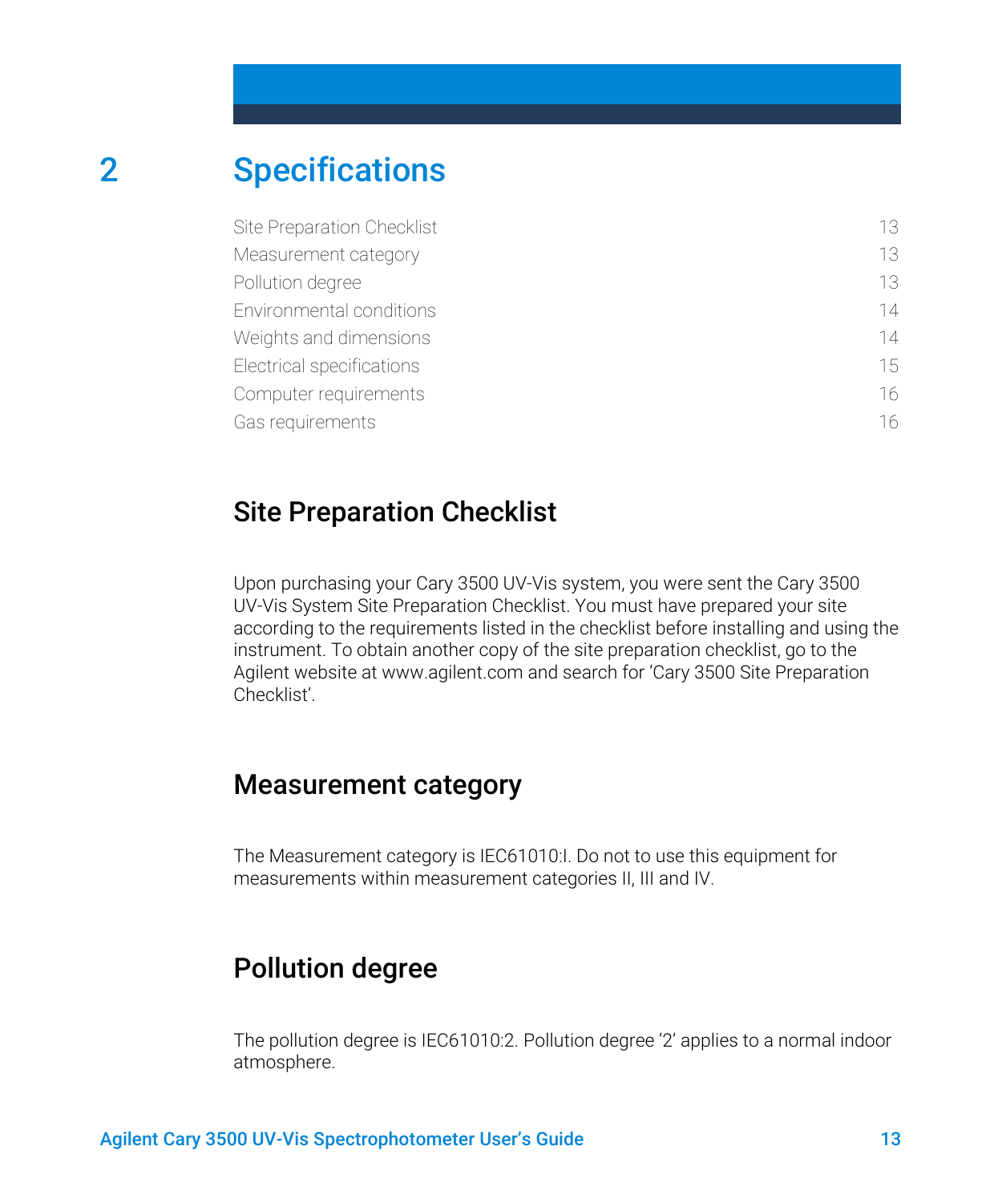# 2 Specifications

| | |
|---|---|
| Site Preparation Checklist | 13 |
| Measurement category | 13 |
| Pollution degree | 13 |
| Environmental conditions | 14 |
| Weights and dimensions | 14 |
| Electrical specifications | 15 |
| Computer requirements | 16 |
| Gas requirements | 16 |

## Site Preparation Checklist

Upon purchasing your Cary 3500 UV-Vis system, you were sent the Cary 3500 UV-Vis System Site Preparation Checklist. You must have prepared your site according to the requirements listed in the checklist before installing and using the instrument. To obtain another copy of the site preparation checklist, go to the Agilent website at www.agilent.com and search for 'Cary 3500 Site Preparation Checklist'.

## Measurement category

The Measurement category is IEC61010:I. Do not to use this equipment for measurements within measurement categories II, III and IV.

## Pollution degree

The pollution degree is IEC61010:2. Pollution degree '2' applies to a normal indoor atmosphere.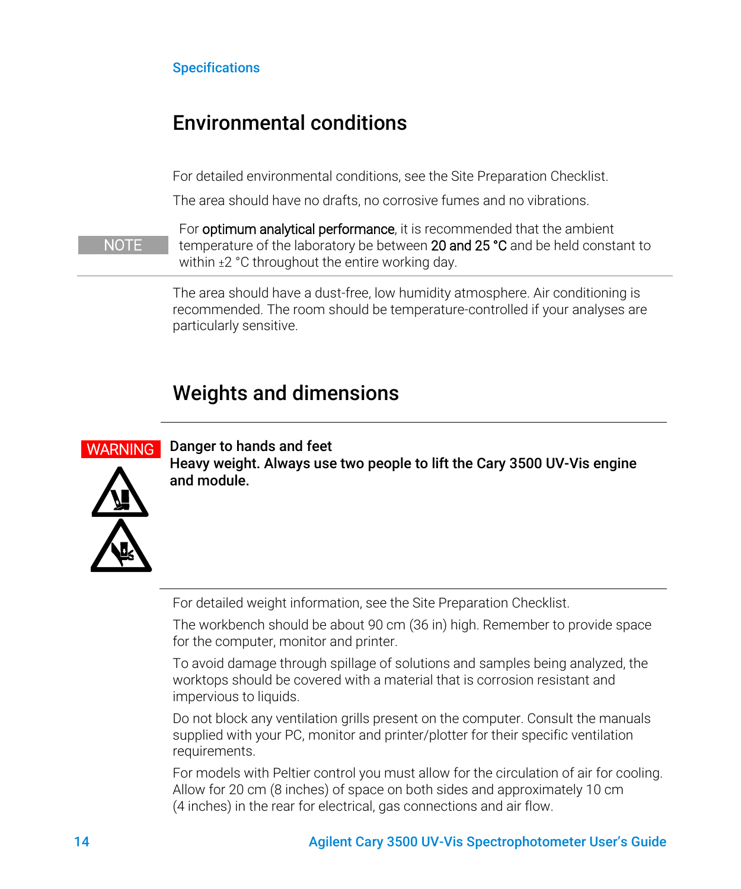## Environmental conditions

For detailed environmental conditions, see the Site Preparation Checklist.

The area should have no drafts, no corrosive fumes and no vibrations.

**NOTE** For optimum analytical performance, it is recommended that the ambient temperature of the laboratory be between 20 and 25 °C and be held constant to within ±2 °C throughout the entire working day.

The area should have a dust-free, low humidity atmosphere. Air conditioning is recommended. The room should be temperature-controlled if your analyses are particularly sensitive.

## Weights and dimensions

**WARNING** **Danger to hands and feet**
**Heavy weight. Always use two people to lift the Cary 3500 UV-Vis engine and module.**

For detailed weight information, see the Site Preparation Checklist.

The workbench should be about 90 cm (36 in) high. Remember to provide space for the computer, monitor and printer.

To avoid damage through spillage of solutions and samples being analyzed, the worktops should be covered with a material that is corrosion resistant and impervious to liquids.

Do not block any ventilation grills present on the computer. Consult the manuals supplied with your PC, monitor and printer/plotter for their specific ventilation requirements.

For models with Peltier control you must allow for the circulation of air for cooling. Allow for 20 cm (8 inches) of space on both sides and approximately 10 cm (4 inches) in the rear for electrical, gas connections and air flow.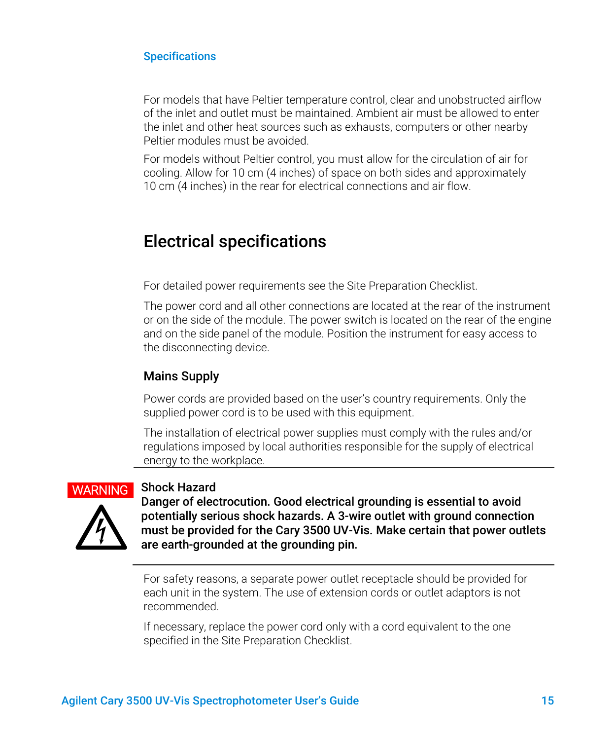For models that have Peltier temperature control, clear and unobstructed airflow of the inlet and outlet must be maintained. Ambient air must be allowed to enter the inlet and other heat sources such as exhausts, computers or other nearby Peltier modules must be avoided.

For models without Peltier control, you must allow for the circulation of air for cooling. Allow for 10 cm (4 inches) of space on both sides and approximately 10 cm (4 inches) in the rear for electrical connections and air flow.

## Electrical specifications

For detailed power requirements see the Site Preparation Checklist.

The power cord and all other connections are located at the rear of the instrument or on the side of the module. The power switch is located on the rear of the engine and on the side panel of the module. Position the instrument for easy access to the disconnecting device.

### Mains Supply

Power cords are provided based on the user's country requirements. Only the supplied power cord is to be used with this equipment.

The installation of electrical power supplies must comply with the rules and/or regulations imposed by local authorities responsible for the supply of electrical energy to the workplace.

---

WARNING

**Shock Hazard**

**Danger of electrocution. Good electrical grounding is essential to avoid potentially serious shock hazards. A 3-wire outlet with ground connection must be provided for the Cary 3500 UV-Vis. Make certain that power outlets are earth-grounded at the grounding pin.**

---

For safety reasons, a separate power outlet receptacle should be provided for each unit in the system. The use of extension cords or outlet adaptors is not recommended.

If necessary, replace the power cord only with a cord equivalent to the one specified in the Site Preparation Checklist.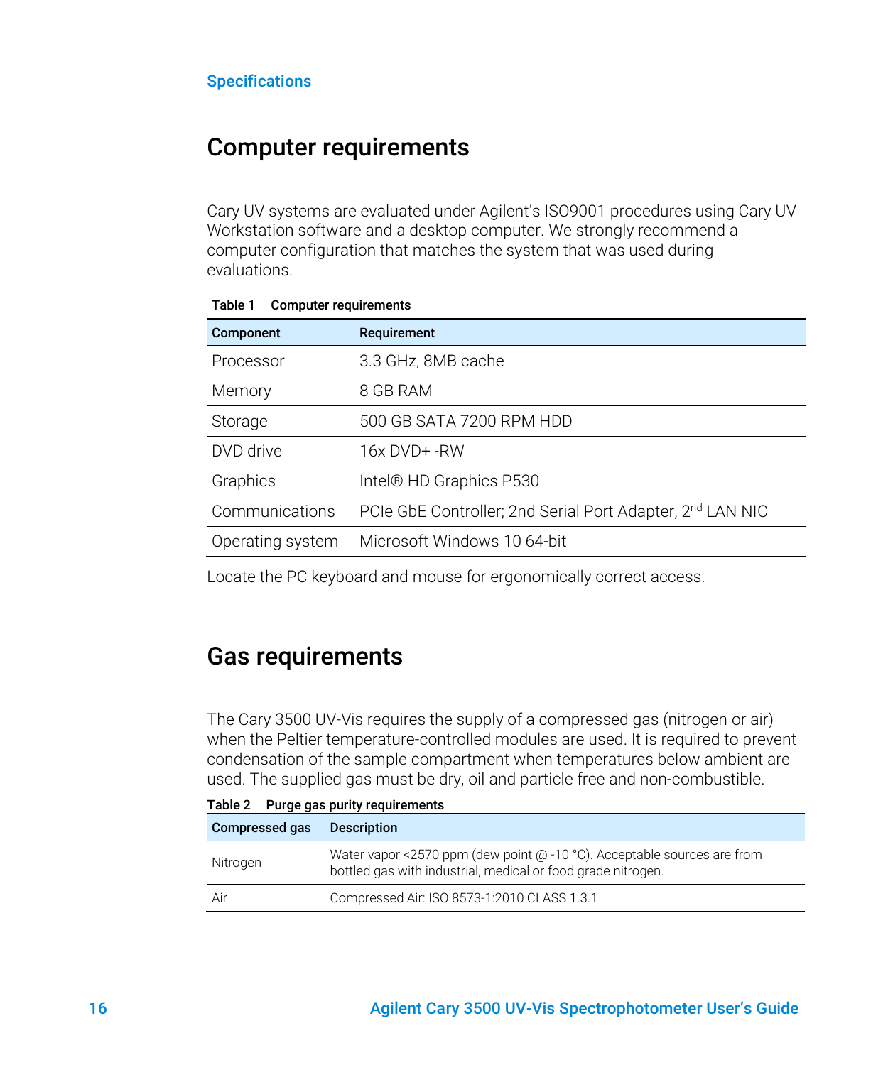Specifications

## Computer requirements

Cary UV systems are evaluated under Agilent's ISO9001 procedures using Cary UV Workstation software and a desktop computer. We strongly recommend a computer configuration that matches the system that was used during evaluations.

**Table 1 Computer requirements**

| Component | Requirement |
|---|---|
| Processor | 3.3 GHz, 8MB cache |
| Memory | 8 GB RAM |
| Storage | 500 GB SATA 7200 RPM HDD |
| DVD drive | 16x DVD+ -RW |
| Graphics | Intel® HD Graphics P530 |
| Communications | PCIe GbE Controller; 2nd Serial Port Adapter, 2nd LAN NIC |
| Operating system | Microsoft Windows 10 64-bit |

Locate the PC keyboard and mouse for ergonomically correct access.

## Gas requirements

The Cary 3500 UV-Vis requires the supply of a compressed gas (nitrogen or air) when the Peltier temperature-controlled modules are used. It is required to prevent condensation of the sample compartment when temperatures below ambient are used. The supplied gas must be dry, oil and particle free and non-combustible.

**Table 2 Purge gas purity requirements**

| Compressed gas | Description |
|---|---|
| Nitrogen | Water vapor <2570 ppm (dew point @ -10 °C). Acceptable sources are from bottled gas with industrial, medical or food grade nitrogen. |
| Air | Compressed Air: ISO 8573-1:2010 CLASS 1.3.1 |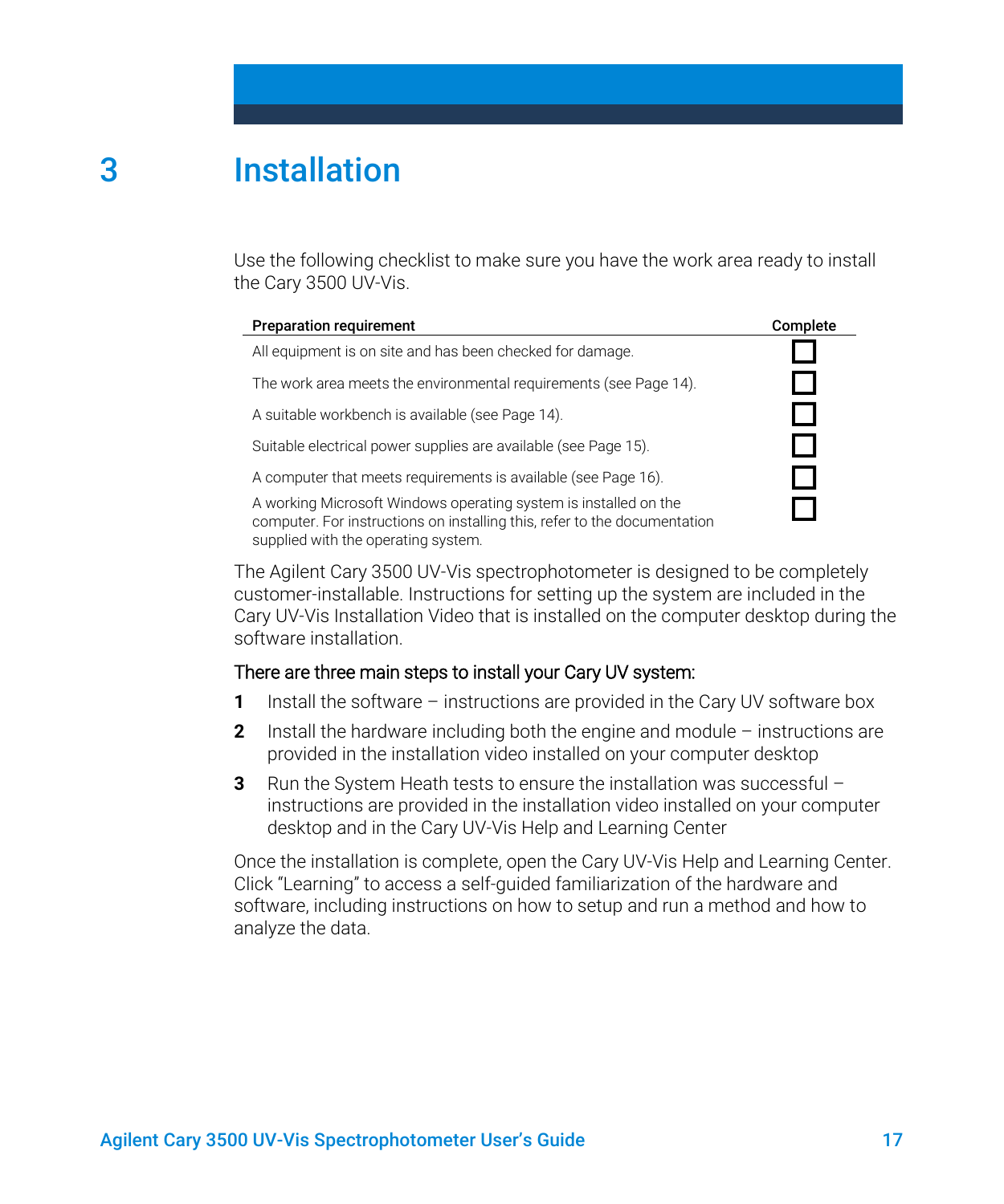# 3 Installation

Use the following checklist to make sure you have the work area ready to install the Cary 3500 UV-Vis.

| Preparation requirement | Complete |
| --- | --- |
| All equipment is on site and has been checked for damage. | ☐ |
| The work area meets the environmental requirements (see Page 14). | ☐ |
| A suitable workbench is available (see Page 14). | ☐ |
| Suitable electrical power supplies are available (see Page 15). | ☐ |
| A computer that meets requirements is available (see Page 16). | ☐ |
| A working Microsoft Windows operating system is installed on the computer. For instructions on installing this, refer to the documentation supplied with the operating system. | ☐ |

The Agilent Cary 3500 UV-Vis spectrophotometer is designed to be completely customer-installable. Instructions for setting up the system are included in the Cary UV-Vis Installation Video that is installed on the computer desktop during the software installation.

There are three main steps to install your Cary UV system:

1. Install the software – instructions are provided in the Cary UV software box
2. Install the hardware including both the engine and module – instructions are provided in the installation video installed on your computer desktop
3. Run the System Heath tests to ensure the installation was successful – instructions are provided in the installation video installed on your computer desktop and in the Cary UV-Vis Help and Learning Center

Once the installation is complete, open the Cary UV-Vis Help and Learning Center. Click "Learning" to access a self-guided familiarization of the hardware and software, including instructions on how to setup and run a method and how to analyze the data.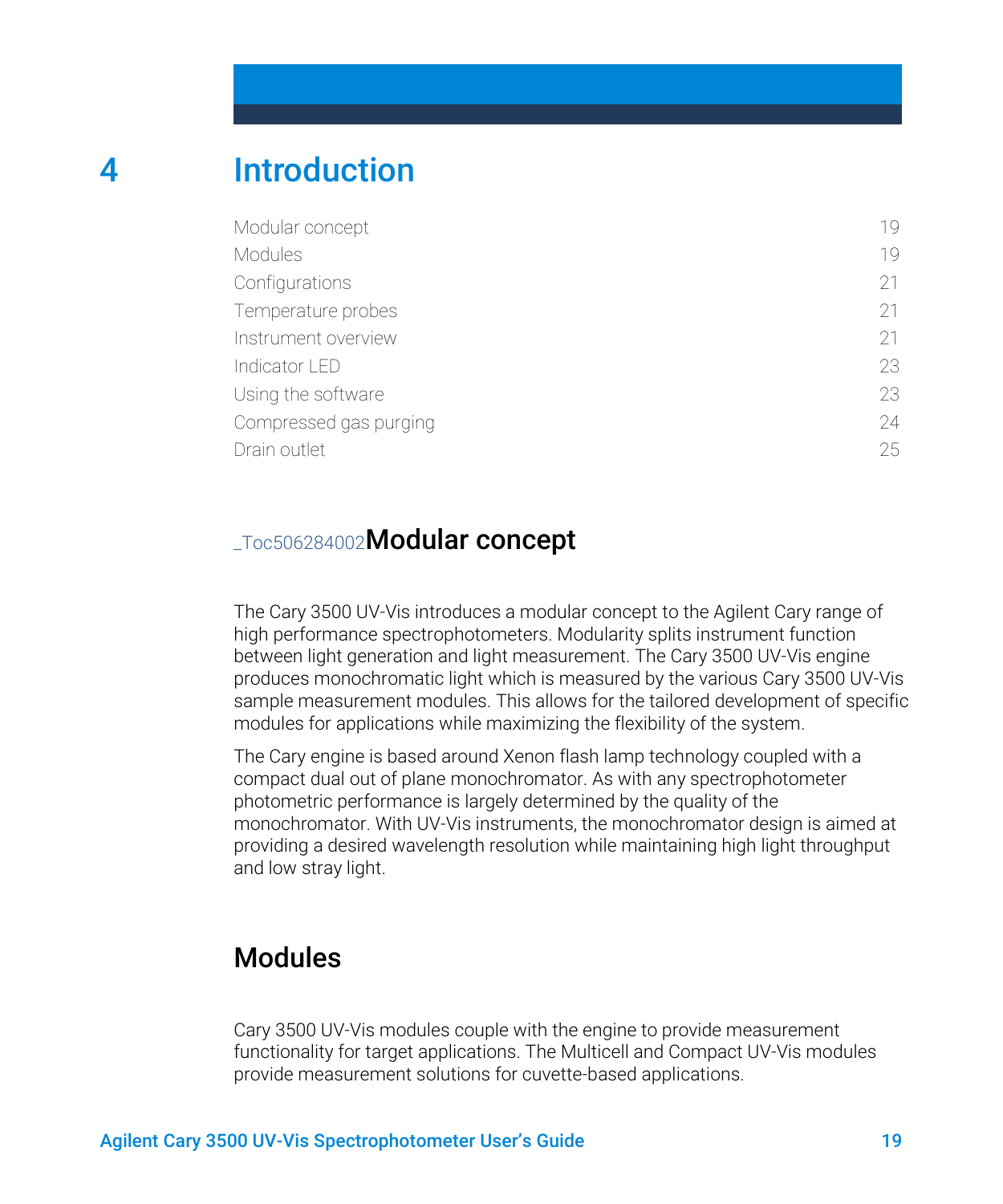# 4 Introduction

| | |
|---|---|
| Modular concept | 19 |
| Modules | 19 |
| Configurations | 21 |
| Temperature probes | 21 |
| Instrument overview | 21 |
| Indicator LED | 23 |
| Using the software | 23 |
| Compressed gas purging | 24 |
| Drain outlet | 25 |

## _Toc506284002Modular concept

The Cary 3500 UV-Vis introduces a modular concept to the Agilent Cary range of high performance spectrophotometers. Modularity splits instrument function between light generation and light measurement. The Cary 3500 UV-Vis engine produces monochromatic light which is measured by the various Cary 3500 UV-Vis sample measurement modules. This allows for the tailored development of specific modules for applications while maximizing the flexibility of the system.

The Cary engine is based around Xenon flash lamp technology coupled with a compact dual out of plane monochromator. As with any spectrophotometer photometric performance is largely determined by the quality of the monochromator. With UV-Vis instruments, the monochromator design is aimed at providing a desired wavelength resolution while maintaining high light throughput and low stray light.

## Modules

Cary 3500 UV-Vis modules couple with the engine to provide measurement functionality for target applications. The Multicell and Compact UV-Vis modules provide measurement solutions for cuvette-based applications.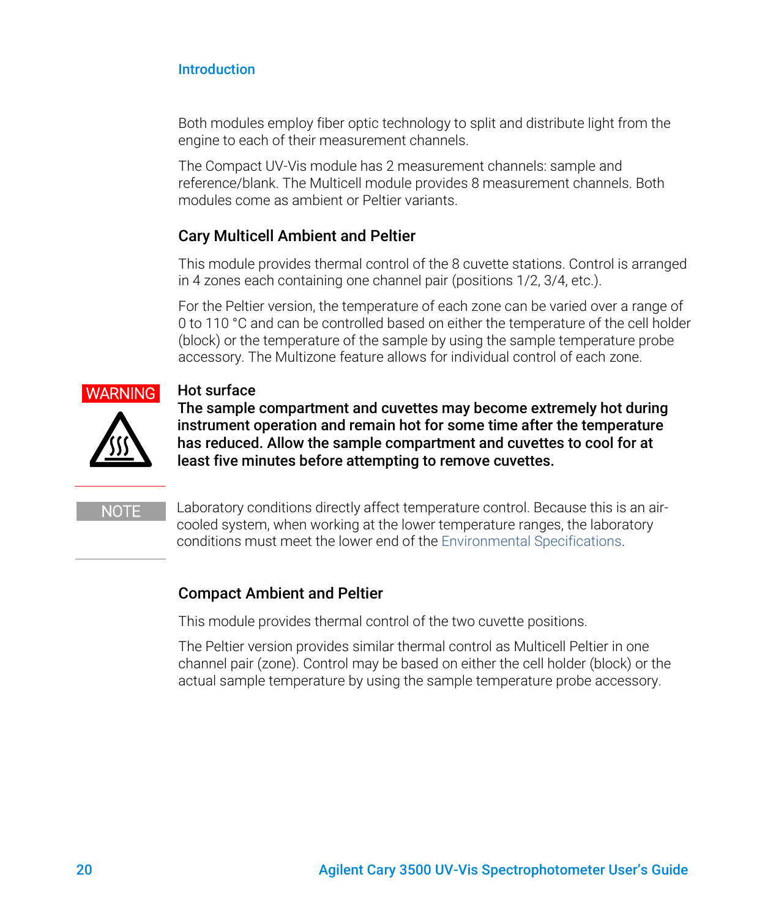Both modules employ fiber optic technology to split and distribute light from the engine to each of their measurement channels.

The Compact UV-Vis module has 2 measurement channels: sample and reference/blank. The Multicell module provides 8 measurement channels. Both modules come as ambient or Peltier variants.

### Cary Multicell Ambient and Peltier

This module provides thermal control of the 8 cuvette stations. Control is arranged in 4 zones each containing one channel pair (positions 1/2, 3/4, etc.).

For the Peltier version, the temperature of each zone can be varied over a range of 0 to 110 °C and can be controlled based on either the temperature of the cell holder (block) or the temperature of the sample by using the sample temperature probe accessory. The Multizone feature allows for individual control of each zone.

**WARNING**

**Hot surface**

**The sample compartment and cuvettes may become extremely hot during instrument operation and remain hot for some time after the temperature has reduced. Allow the sample compartment and cuvettes to cool for at least five minutes before attempting to remove cuvettes.**

**NOTE**

Laboratory conditions directly affect temperature control. Because this is an air-cooled system, when working at the lower temperature ranges, the laboratory conditions must meet the lower end of the Environmental Specifications.

### Compact Ambient and Peltier

This module provides thermal control of the two cuvette positions.

The Peltier version provides similar thermal control as Multicell Peltier in one channel pair (zone). Control may be based on either the cell holder (block) or the actual sample temperature by using the sample temperature probe accessory.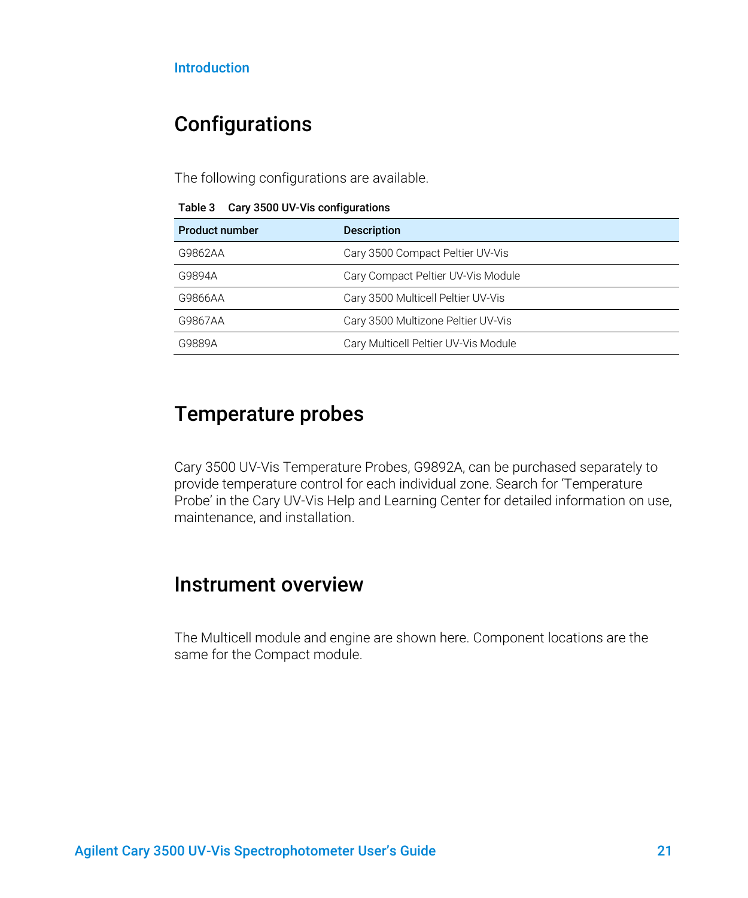## Configurations

The following configurations are available.

**Table 3 Cary 3500 UV-Vis configurations**

| Product number | Description |
|---|---|
| G9862AA | Cary 3500 Compact Peltier UV-Vis |
| G9894A | Cary Compact Peltier UV-Vis Module |
| G9866AA | Cary 3500 Multicell Peltier UV-Vis |
| G9867AA | Cary 3500 Multizone Peltier UV-Vis |
| G9889A | Cary Multicell Peltier UV-Vis Module |

## Temperature probes

Cary 3500 UV-Vis Temperature Probes, G9892A, can be purchased separately to provide temperature control for each individual zone. Search for 'Temperature Probe' in the Cary UV-Vis Help and Learning Center for detailed information on use, maintenance, and installation.

## Instrument overview

The Multicell module and engine are shown here. Component locations are the same for the Compact module.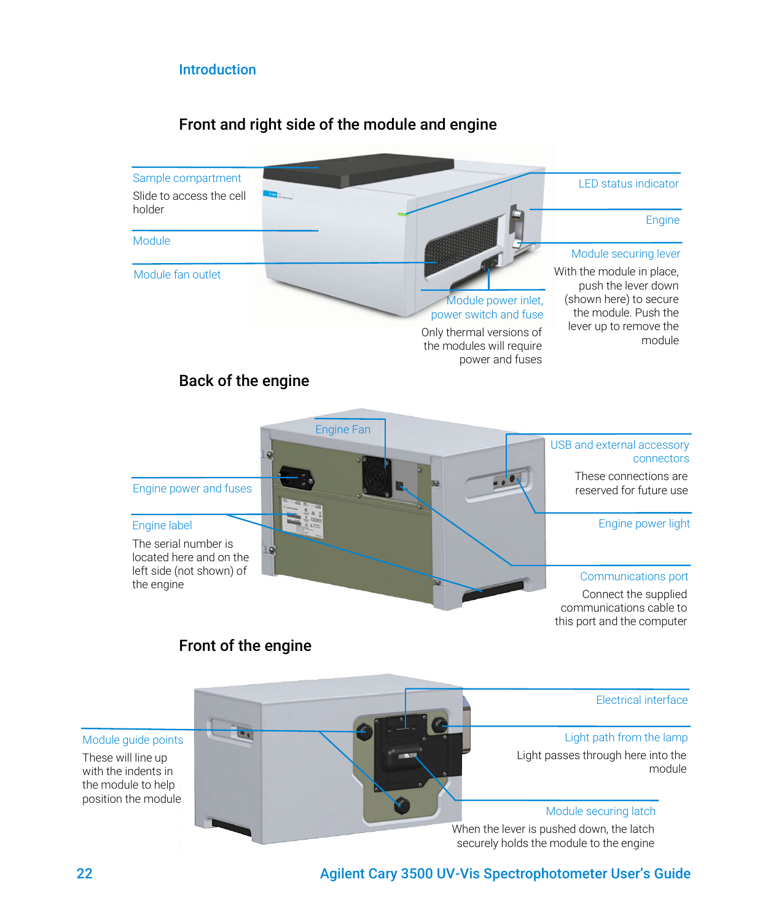## Introduction

### Front and right side of the module and engine

Sample compartment

Slide to access the cell holder

Module

Module fan outlet

LED status indicator

Engine

Module securing lever

With the module in place, push the lever down (shown here) to secure the module. Push the lever up to remove the module

Module power inlet, power switch and fuse

Only thermal versions of the modules will require power and fuses

### Back of the engine

Engine Fan

Engine power and fuses

Engine label

The serial number is located here and on the left side (not shown) of the engine

USB and external accessory connectors

These connections are reserved for future use

Engine power light

Communications port

Connect the supplied communications cable to this port and the computer

### Front of the engine

Module guide points

These will line up with the indents in the module to help position the module

Electrical interface

Light path from the lamp

Light passes through here into the module

Module securing latch

When the lever is pushed down, the latch securely holds the module to the engine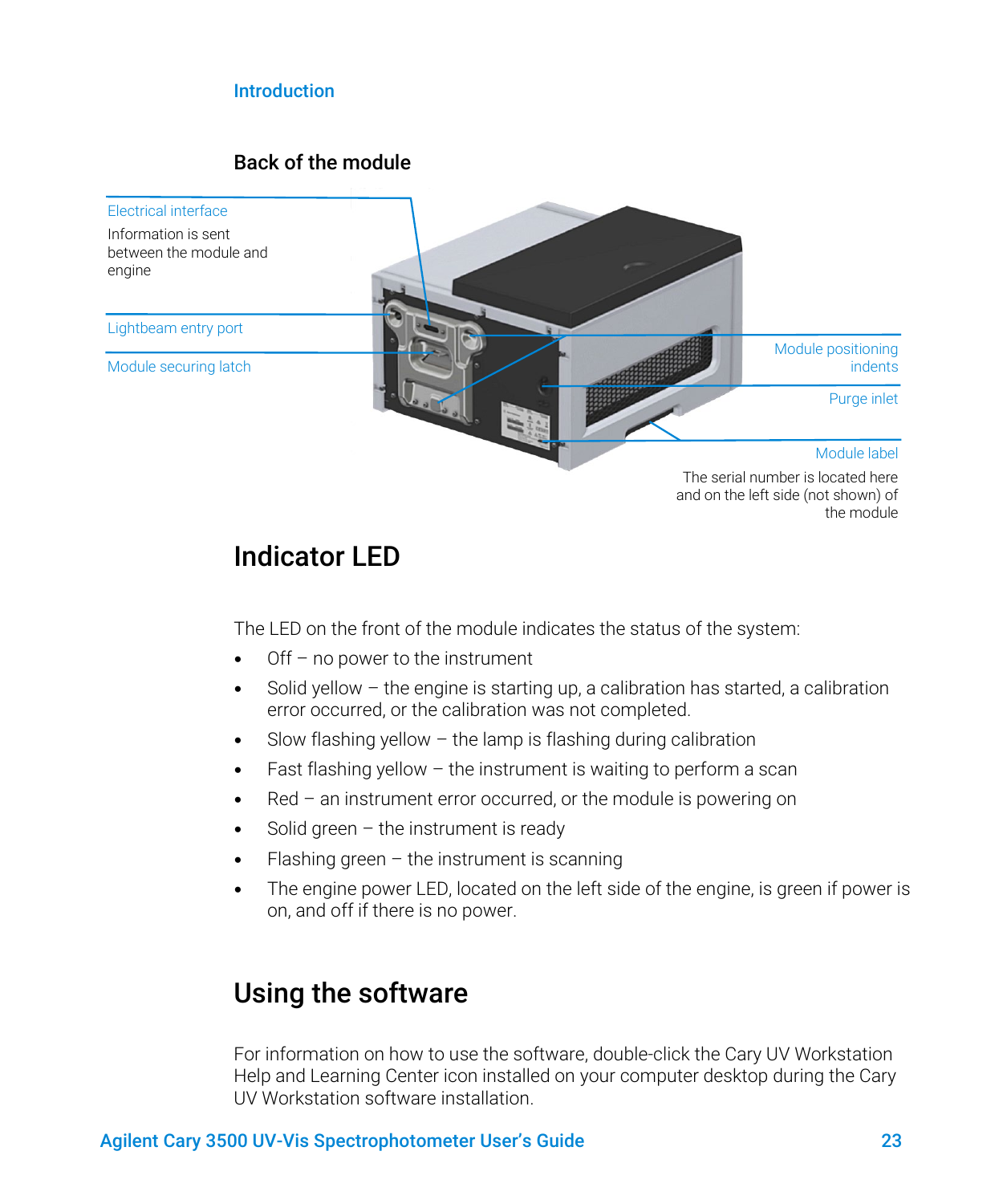## Back of the module

Electrical interface

Information is sent between the module and engine

Lightbeam entry port

Module securing latch

Module positioning indents

Purge inlet

Module label

The serial number is located here and on the left side (not shown) of the module

# Indicator LED

The LED on the front of the module indicates the status of the system:

- Off – no power to the instrument
- Solid yellow – the engine is starting up, a calibration has started, a calibration error occurred, or the calibration was not completed.
- Slow flashing yellow – the lamp is flashing during calibration
- Fast flashing yellow – the instrument is waiting to perform a scan
- Red – an instrument error occurred, or the module is powering on
- Solid green – the instrument is ready
- Flashing green – the instrument is scanning
- The engine power LED, located on the left side of the engine, is green if power is on, and off if there is no power.

# Using the software

For information on how to use the software, double-click the Cary UV Workstation Help and Learning Center icon installed on your computer desktop during the Cary UV Workstation software installation.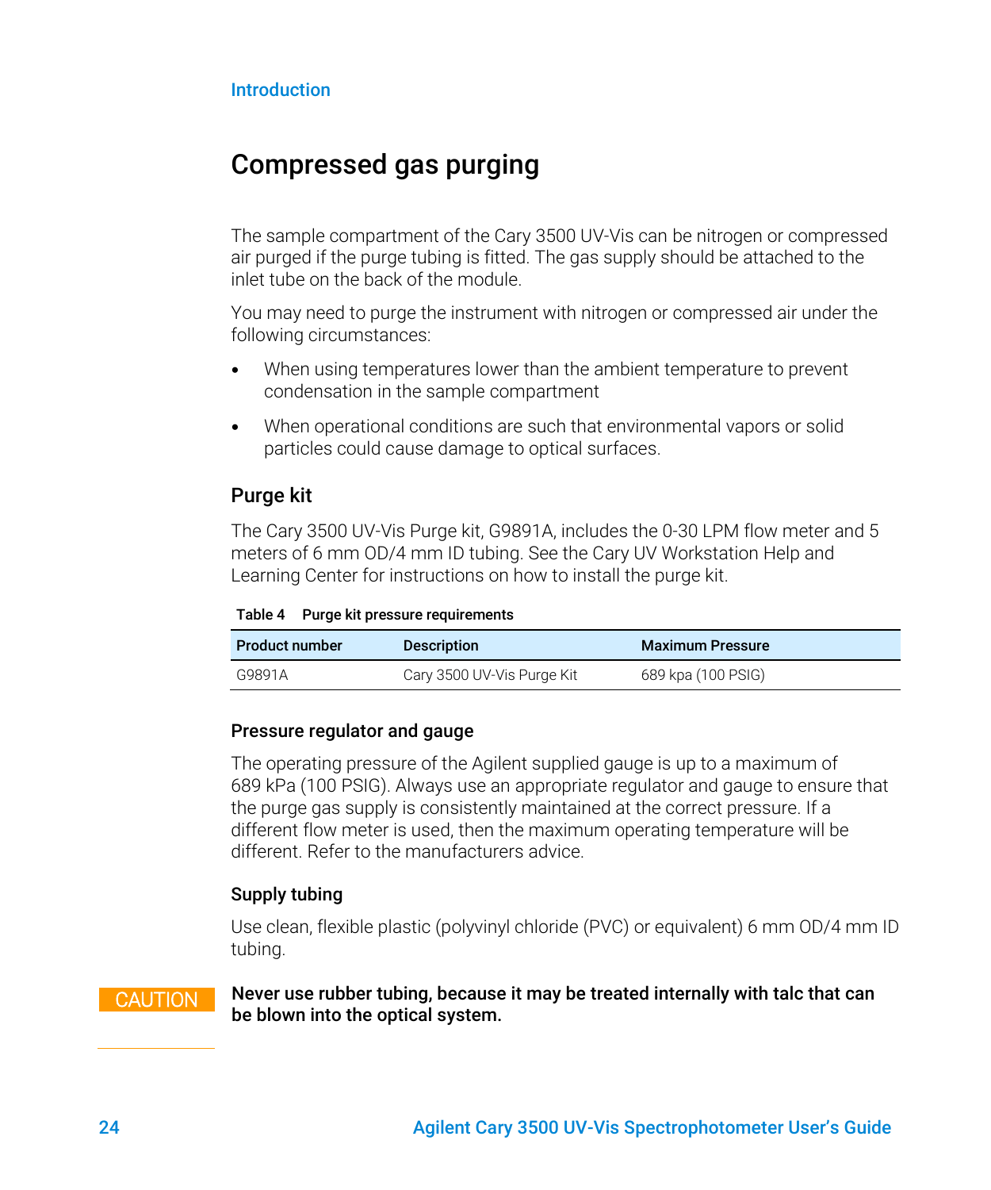# Compressed gas purging

The sample compartment of the Cary 3500 UV-Vis can be nitrogen or compressed air purged if the purge tubing is fitted. The gas supply should be attached to the inlet tube on the back of the module.

You may need to purge the instrument with nitrogen or compressed air under the following circumstances:

- When using temperatures lower than the ambient temperature to prevent condensation in the sample compartment
- When operational conditions are such that environmental vapors or solid particles could cause damage to optical surfaces.

## Purge kit

The Cary 3500 UV-Vis Purge kit, G9891A, includes the 0-30 LPM flow meter and 5 meters of 6 mm OD/4 mm ID tubing. See the Cary UV Workstation Help and Learning Center for instructions on how to install the purge kit.

**Table 4 Purge kit pressure requirements**

| Product number | Description | Maximum Pressure |
| --- | --- | --- |
| G9891A | Cary 3500 UV-Vis Purge Kit | 689 kpa (100 PSIG) |

### Pressure regulator and gauge

The operating pressure of the Agilent supplied gauge is up to a maximum of 689 kPa (100 PSIG). Always use an appropriate regulator and gauge to ensure that the purge gas supply is consistently maintained at the correct pressure. If a different flow meter is used, then the maximum operating temperature will be different. Refer to the manufacturers advice.

### Supply tubing

Use clean, flexible plastic (polyvinyl chloride (PVC) or equivalent) 6 mm OD/4 mm ID tubing.

CAUTION **Never use rubber tubing, because it may be treated internally with talc that can be blown into the optical system.**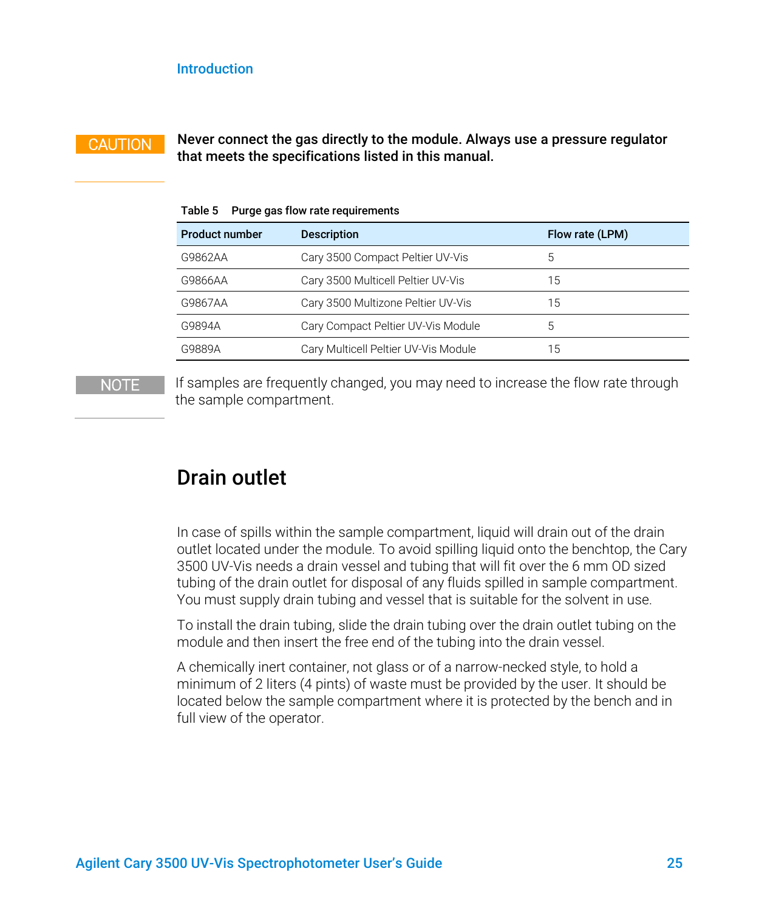**CAUTION**

**Never connect the gas directly to the module. Always use a pressure regulator that meets the specifications listed in this manual.**

**Table 5 Purge gas flow rate requirements**

| Product number | Description | Flow rate (LPM) |
|---|---|---|
| G9862AA | Cary 3500 Compact Peltier UV-Vis | 5 |
| G9866AA | Cary 3500 Multicell Peltier UV-Vis | 15 |
| G9867AA | Cary 3500 Multizone Peltier UV-Vis | 15 |
| G9894A | Cary Compact Peltier UV-Vis Module | 5 |
| G9889A | Cary Multicell Peltier UV-Vis Module | 15 |

**NOTE**

If samples are frequently changed, you may need to increase the flow rate through the sample compartment.

## Drain outlet

In case of spills within the sample compartment, liquid will drain out of the drain outlet located under the module. To avoid spilling liquid onto the benchtop, the Cary 3500 UV-Vis needs a drain vessel and tubing that will fit over the 6 mm OD sized tubing of the drain outlet for disposal of any fluids spilled in sample compartment. You must supply drain tubing and vessel that is suitable for the solvent in use.

To install the drain tubing, slide the drain tubing over the drain outlet tubing on the module and then insert the free end of the tubing into the drain vessel.

A chemically inert container, not glass or of a narrow-necked style, to hold a minimum of 2 liters (4 pints) of waste must be provided by the user. It should be located below the sample compartment where it is protected by the bench and in full view of the operator.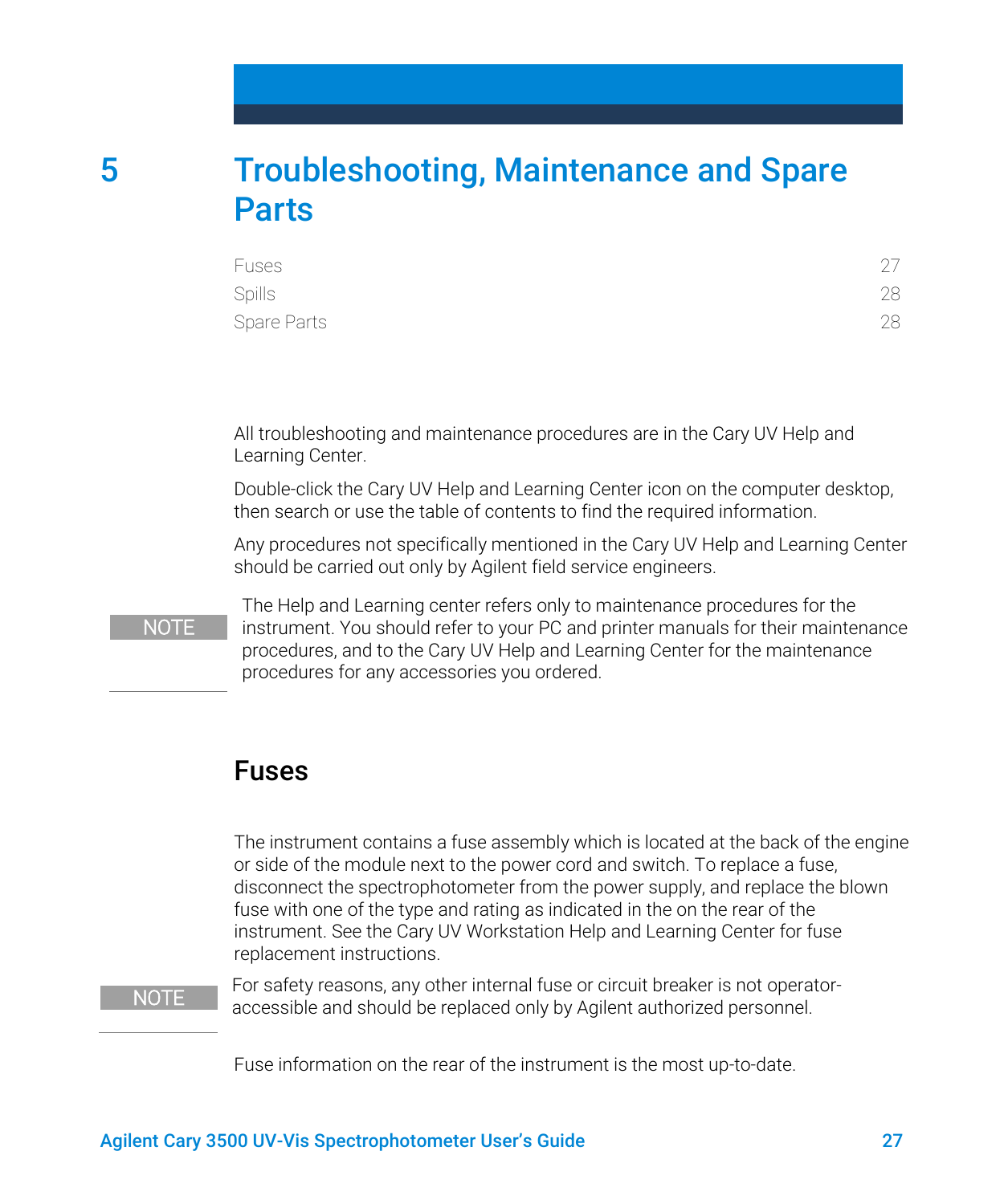# 5 Troubleshooting, Maintenance and Spare Parts

| | |
|---|---|
| Fuses | 27 |
| Spills | 28 |
| Spare Parts | 28 |

All troubleshooting and maintenance procedures are in the Cary UV Help and Learning Center.

Double-click the Cary UV Help and Learning Center icon on the computer desktop, then search or use the table of contents to find the required information.

Any procedures not specifically mentioned in the Cary UV Help and Learning Center should be carried out only by Agilent field service engineers.

**NOTE** The Help and Learning center refers only to maintenance procedures for the instrument. You should refer to your PC and printer manuals for their maintenance procedures, and to the Cary UV Help and Learning Center for the maintenance procedures for any accessories you ordered.

## Fuses

The instrument contains a fuse assembly which is located at the back of the engine or side of the module next to the power cord and switch. To replace a fuse, disconnect the spectrophotometer from the power supply, and replace the blown fuse with one of the type and rating as indicated in the on the rear of the instrument. See the Cary UV Workstation Help and Learning Center for fuse replacement instructions.

**NOTE** For safety reasons, any other internal fuse or circuit breaker is not operator-accessible and should be replaced only by Agilent authorized personnel.

Fuse information on the rear of the instrument is the most up-to-date.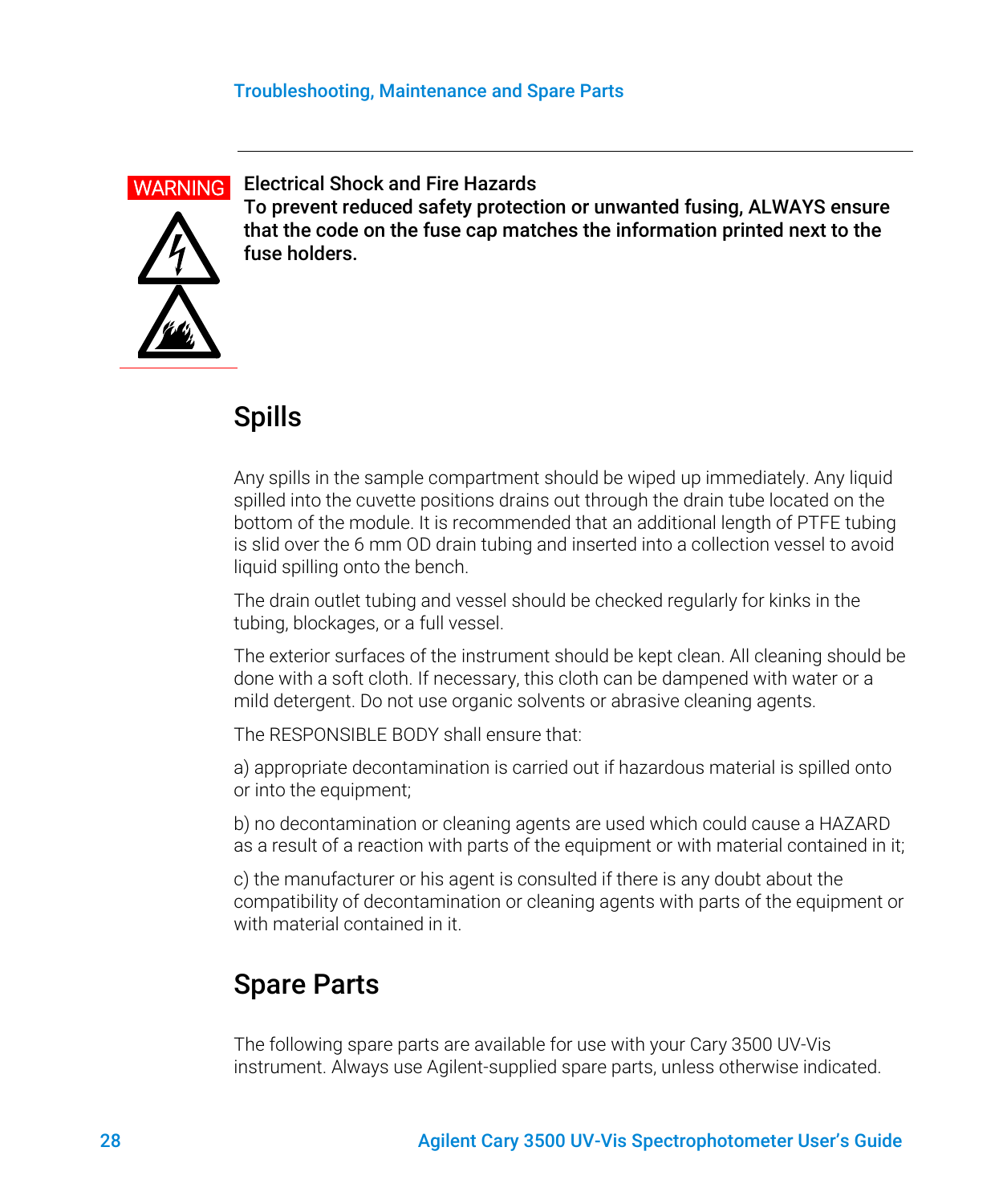**WARNING**

**Electrical Shock and Fire Hazards**
**To prevent reduced safety protection or unwanted fusing, ALWAYS ensure that the code on the fuse cap matches the information printed next to the fuse holders.**

## Spills

Any spills in the sample compartment should be wiped up immediately. Any liquid spilled into the cuvette positions drains out through the drain tube located on the bottom of the module. It is recommended that an additional length of PTFE tubing is slid over the 6 mm OD drain tubing and inserted into a collection vessel to avoid liquid spilling onto the bench.

The drain outlet tubing and vessel should be checked regularly for kinks in the tubing, blockages, or a full vessel.

The exterior surfaces of the instrument should be kept clean. All cleaning should be done with a soft cloth. If necessary, this cloth can be dampened with water or a mild detergent. Do not use organic solvents or abrasive cleaning agents.

The RESPONSIBLE BODY shall ensure that:

a) appropriate decontamination is carried out if hazardous material is spilled onto or into the equipment;

b) no decontamination or cleaning agents are used which could cause a HAZARD as a result of a reaction with parts of the equipment or with material contained in it;

c) the manufacturer or his agent is consulted if there is any doubt about the compatibility of decontamination or cleaning agents with parts of the equipment or with material contained in it.

## Spare Parts

The following spare parts are available for use with your Cary 3500 UV-Vis instrument. Always use Agilent-supplied spare parts, unless otherwise indicated.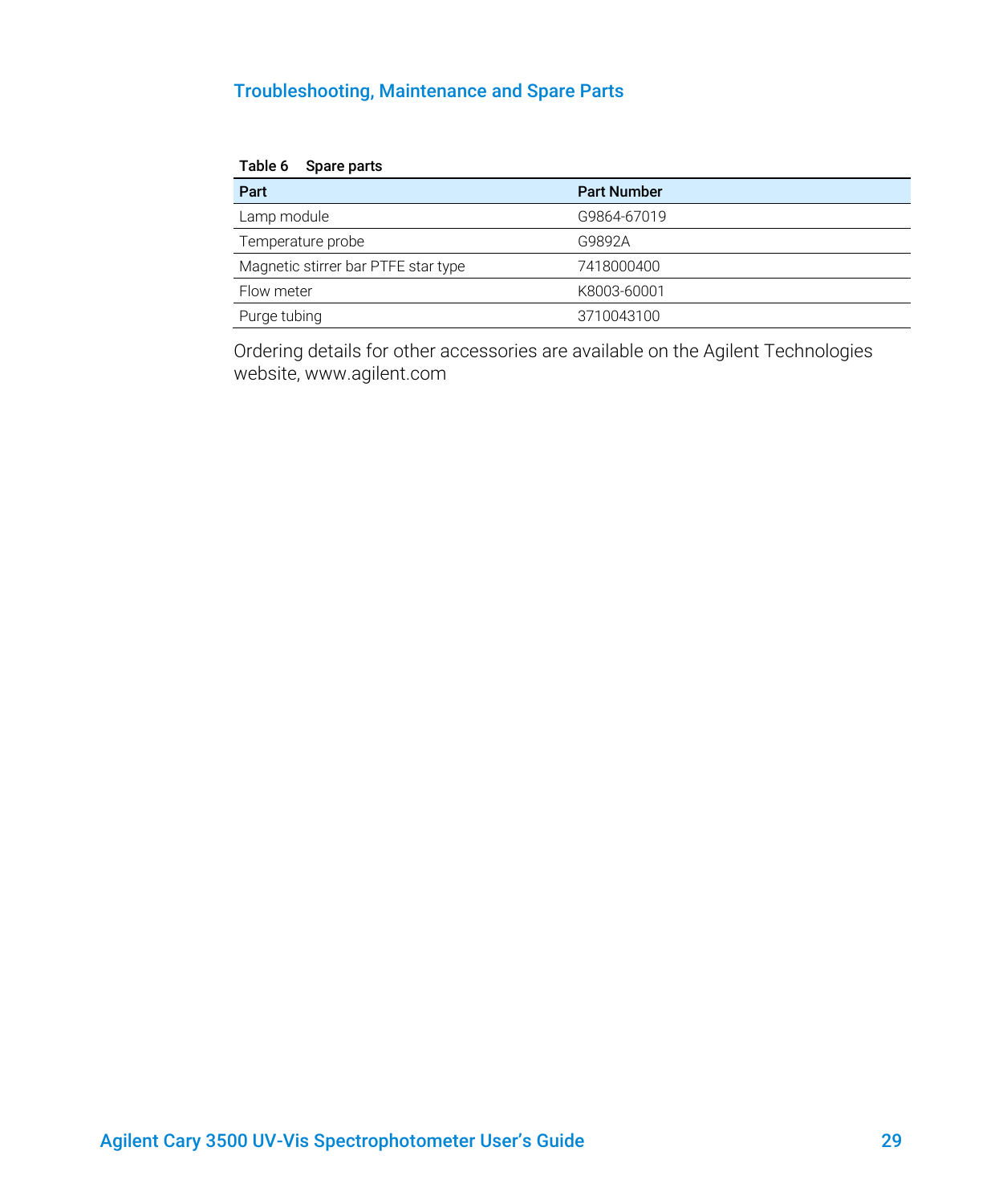Table 6 Spare parts

| Part | Part Number |
| --- | --- |
| Lamp module | G9864-67019 |
| Temperature probe | G9892A |
| Magnetic stirrer bar PTFE star type | 7418000400 |
| Flow meter | K8003-60001 |
| Purge tubing | 3710043100 |

Ordering details for other accessories are available on the Agilent Technologies website, www.agilent.com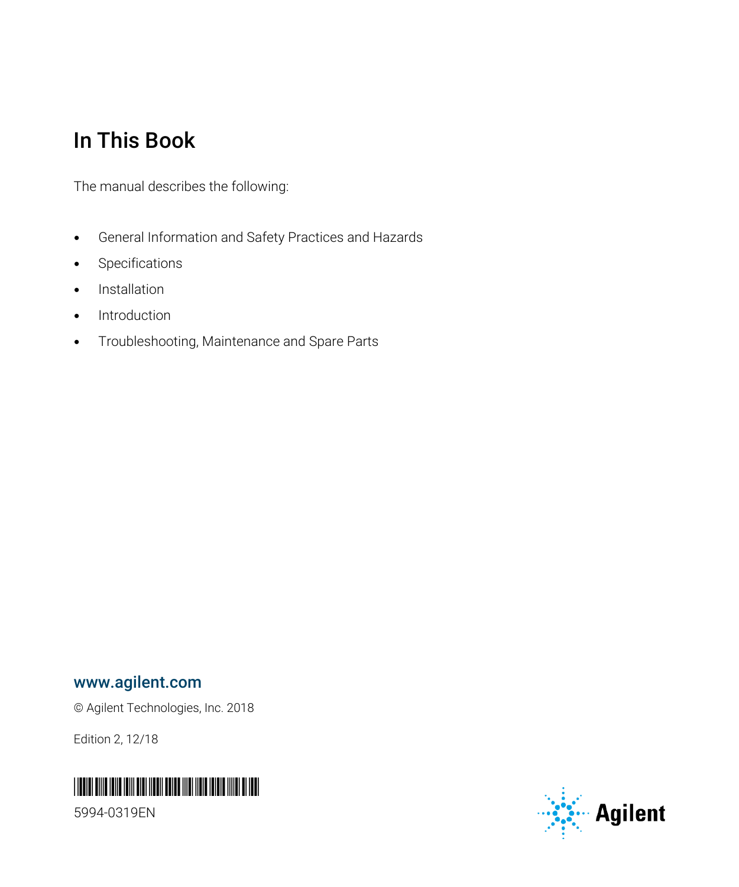# In This Book

The manual describes the following:

- General Information and Safety Practices and Hazards
- Specifications
- Installation
- Introduction
- Troubleshooting, Maintenance and Spare Parts

**www.agilent.com**

© Agilent Technologies, Inc. 2018

Edition 2, 12/18

5994-0319EN

Agilent